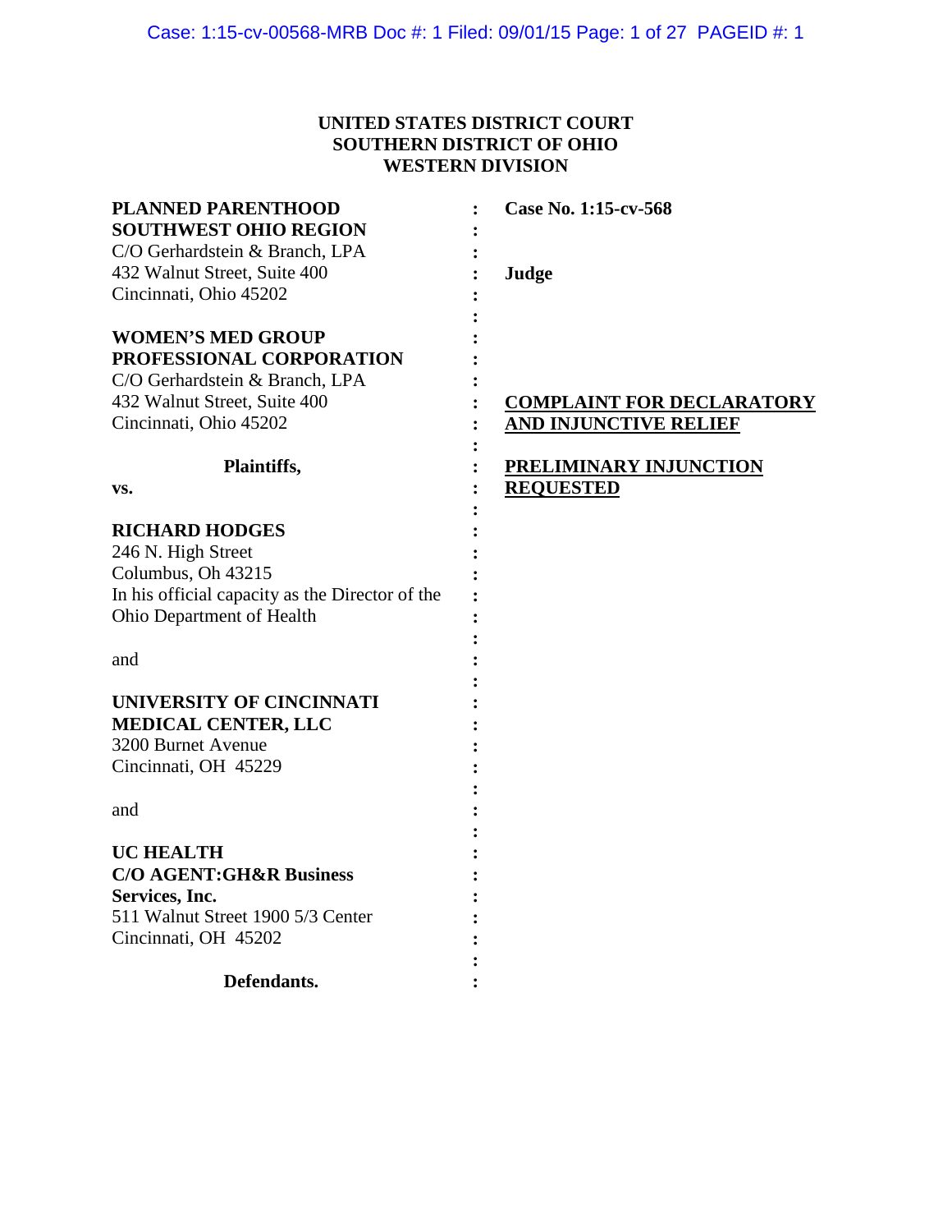**UNITED STATES DISTRICT COURT**
**SOUTHERN DISTRICT OF OHIO**
**WESTERN DIVISION**

**PLANNED PARENTHOOD SOUTHWEST OHIO REGION**
C/O Gerhardstein & Branch, LPA
432 Walnut Street, Suite 400
Cincinnati, Ohio 45202

**WOMEN'S MED GROUP PROFESSIONAL CORPORATION**
C/O Gerhardstein & Branch, LPA
432 Walnut Street, Suite 400
Cincinnati, Ohio 45202

**Plaintiffs,**

**vs.**

**RICHARD HODGES**
246 N. High Street
Columbus, Oh 43215
In his official capacity as the Director of the Ohio Department of Health

and

**UNIVERSITY OF CINCINNATI MEDICAL CENTER, LLC**
3200 Burnet Avenue
Cincinnati, OH 45229

and

**UC HEALTH**
**C/O AGENT:GH&R Business Services, Inc.**
511 Walnut Street 1900 5/3 Center
Cincinnati, OH 45202

**Defendants.**

**Case No. 1:15-cv-568**

**Judge**

**COMPLAINT FOR DECLARATORY AND INJUNCTIVE RELIEF**

**PRELIMINARY INJUNCTION REQUESTED**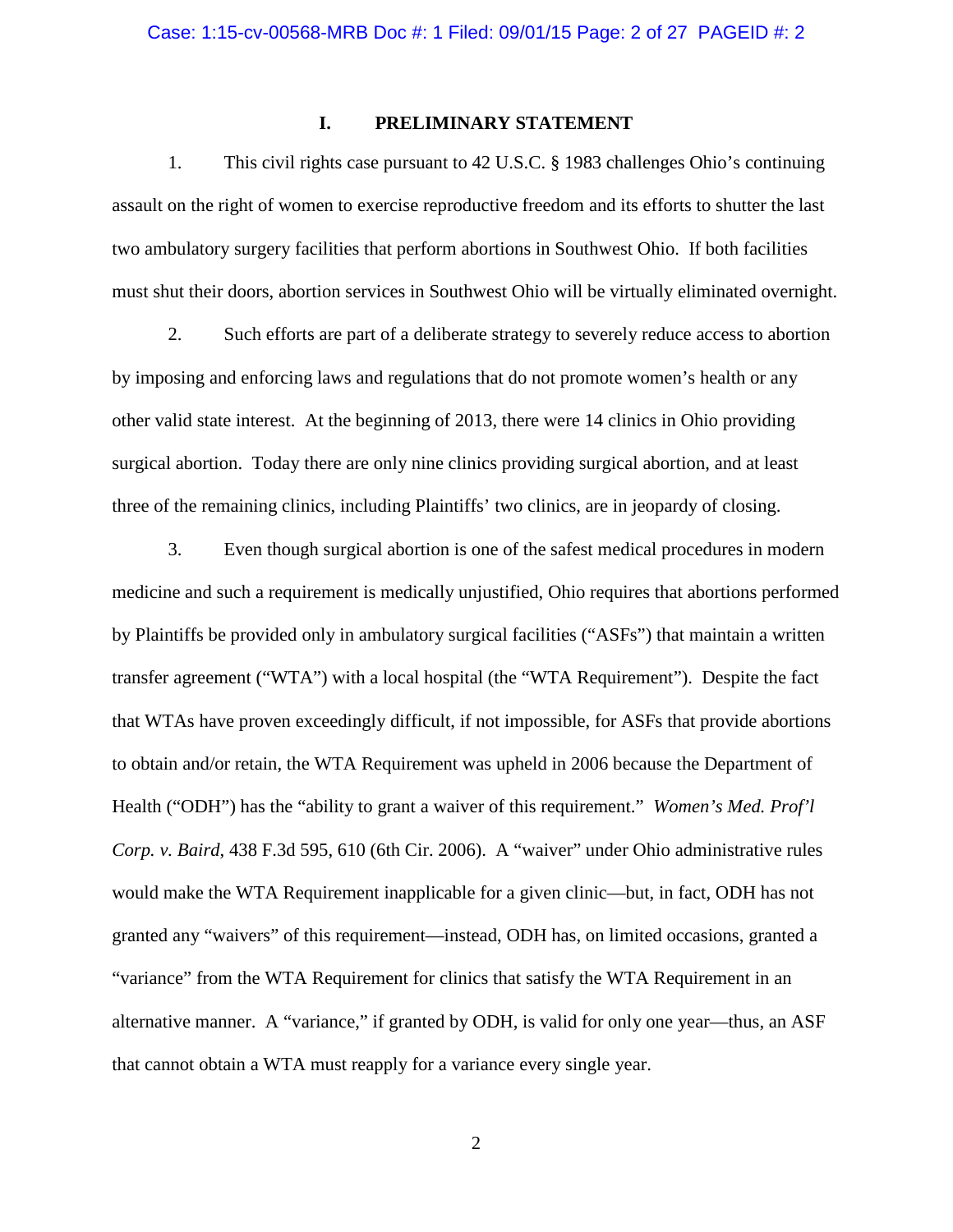## I. PRELIMINARY STATEMENT

1. This civil rights case pursuant to 42 U.S.C. § 1983 challenges Ohio's continuing assault on the right of women to exercise reproductive freedom and its efforts to shutter the last two ambulatory surgery facilities that perform abortions in Southwest Ohio. If both facilities must shut their doors, abortion services in Southwest Ohio will be virtually eliminated overnight.

2. Such efforts are part of a deliberate strategy to severely reduce access to abortion by imposing and enforcing laws and regulations that do not promote women's health or any other valid state interest. At the beginning of 2013, there were 14 clinics in Ohio providing surgical abortion. Today there are only nine clinics providing surgical abortion, and at least three of the remaining clinics, including Plaintiffs' two clinics, are in jeopardy of closing.

3. Even though surgical abortion is one of the safest medical procedures in modern medicine and such a requirement is medically unjustified, Ohio requires that abortions performed by Plaintiffs be provided only in ambulatory surgical facilities ("ASFs") that maintain a written transfer agreement ("WTA") with a local hospital (the "WTA Requirement"). Despite the fact that WTAs have proven exceedingly difficult, if not impossible, for ASFs that provide abortions to obtain and/or retain, the WTA Requirement was upheld in 2006 because the Department of Health ("ODH") has the "ability to grant a waiver of this requirement." *Women's Med. Prof'l Corp. v. Baird*, 438 F.3d 595, 610 (6th Cir. 2006). A "waiver" under Ohio administrative rules would make the WTA Requirement inapplicable for a given clinic—but, in fact, ODH has not granted any "waivers" of this requirement—instead, ODH has, on limited occasions, granted a "variance" from the WTA Requirement for clinics that satisfy the WTA Requirement in an alternative manner. A "variance," if granted by ODH, is valid for only one year—thus, an ASF that cannot obtain a WTA must reapply for a variance every single year.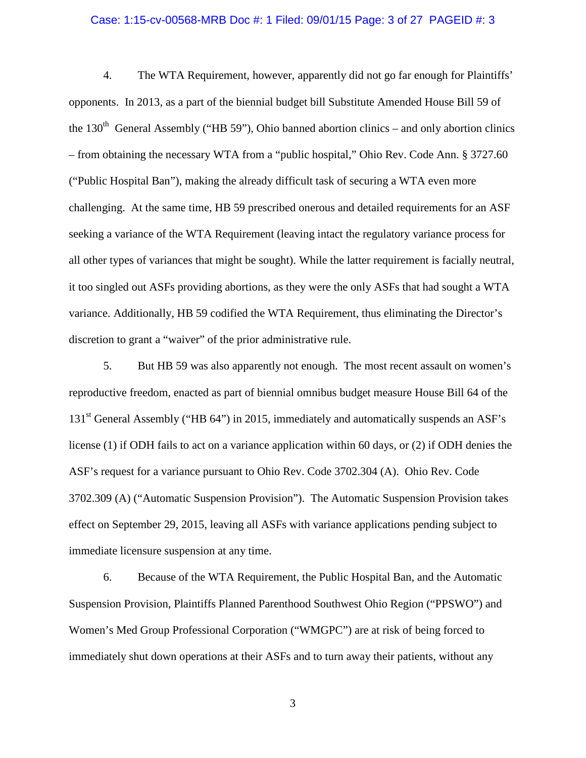4. The WTA Requirement, however, apparently did not go far enough for Plaintiffs' opponents. In 2013, as a part of the biennial budget bill Substitute Amended House Bill 59 of the 130th General Assembly ("HB 59"), Ohio banned abortion clinics – and only abortion clinics – from obtaining the necessary WTA from a "public hospital," Ohio Rev. Code Ann. § 3727.60 ("Public Hospital Ban"), making the already difficult task of securing a WTA even more challenging. At the same time, HB 59 prescribed onerous and detailed requirements for an ASF seeking a variance of the WTA Requirement (leaving intact the regulatory variance process for all other types of variances that might be sought). While the latter requirement is facially neutral, it too singled out ASFs providing abortions, as they were the only ASFs that had sought a WTA variance. Additionally, HB 59 codified the WTA Requirement, thus eliminating the Director's discretion to grant a "waiver" of the prior administrative rule.

5. But HB 59 was also apparently not enough. The most recent assault on women's reproductive freedom, enacted as part of biennial omnibus budget measure House Bill 64 of the 131st General Assembly ("HB 64") in 2015, immediately and automatically suspends an ASF's license (1) if ODH fails to act on a variance application within 60 days, or (2) if ODH denies the ASF's request for a variance pursuant to Ohio Rev. Code 3702.304 (A). Ohio Rev. Code 3702.309 (A) ("Automatic Suspension Provision"). The Automatic Suspension Provision takes effect on September 29, 2015, leaving all ASFs with variance applications pending subject to immediate licensure suspension at any time.

6. Because of the WTA Requirement, the Public Hospital Ban, and the Automatic Suspension Provision, Plaintiffs Planned Parenthood Southwest Ohio Region ("PPSWO") and Women's Med Group Professional Corporation ("WMGPC") are at risk of being forced to immediately shut down operations at their ASFs and to turn away their patients, without any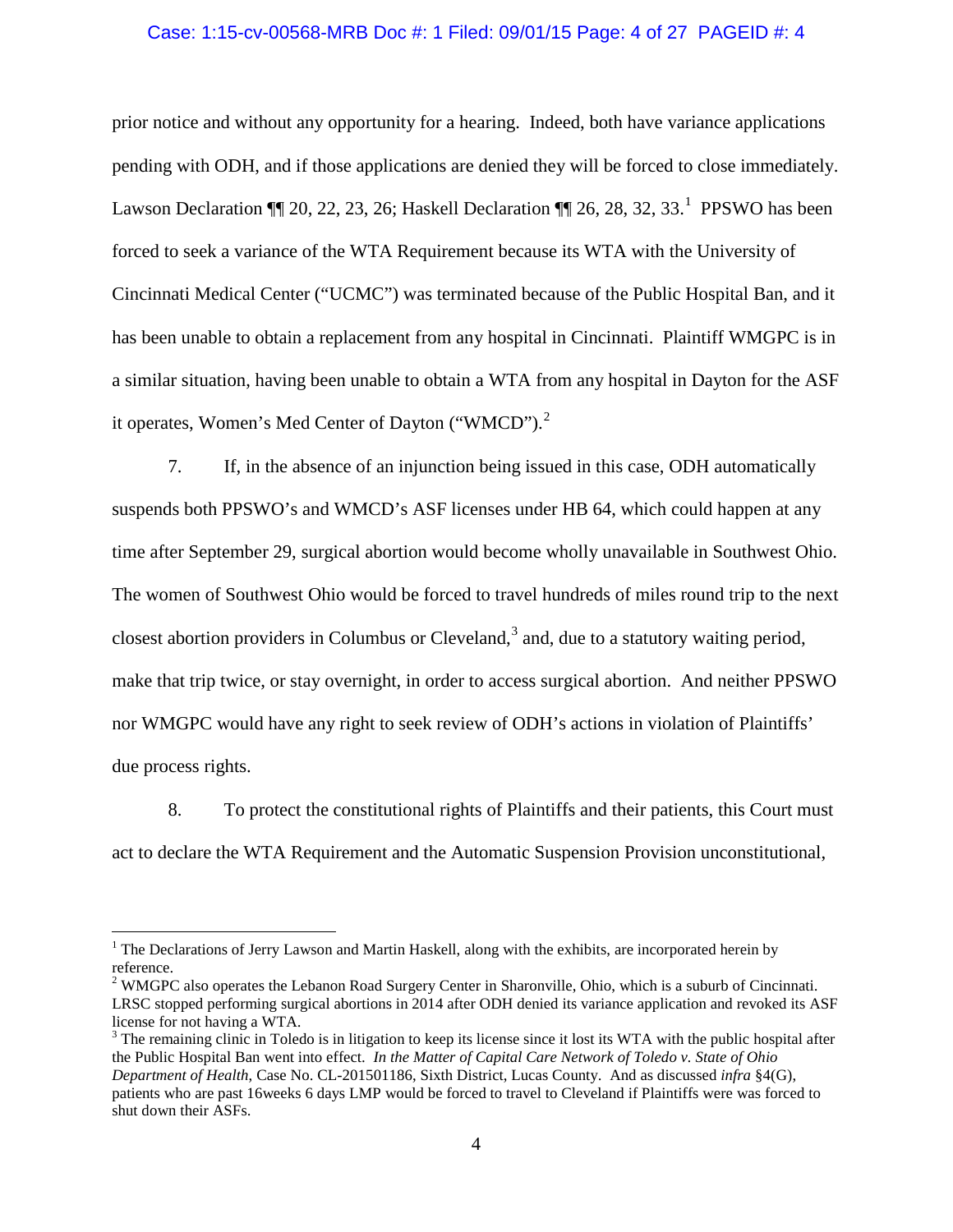prior notice and without any opportunity for a hearing. Indeed, both have variance applications pending with ODH, and if those applications are denied they will be forced to close immediately. Lawson Declaration ¶¶ 20, 22, 23, 26; Haskell Declaration ¶¶ 26, 28, 32, 33.[1] PPSWO has been forced to seek a variance of the WTA Requirement because its WTA with the University of Cincinnati Medical Center ("UCMC") was terminated because of the Public Hospital Ban, and it has been unable to obtain a replacement from any hospital in Cincinnati. Plaintiff WMGPC is in a similar situation, having been unable to obtain a WTA from any hospital in Dayton for the ASF it operates, Women's Med Center of Dayton ("WMCD").[2]

7. If, in the absence of an injunction being issued in this case, ODH automatically suspends both PPSWO's and WMCD's ASF licenses under HB 64, which could happen at any time after September 29, surgical abortion would become wholly unavailable in Southwest Ohio. The women of Southwest Ohio would be forced to travel hundreds of miles round trip to the next closest abortion providers in Columbus or Cleveland,[3] and, due to a statutory waiting period, make that trip twice, or stay overnight, in order to access surgical abortion. And neither PPSWO nor WMGPC would have any right to seek review of ODH's actions in violation of Plaintiffs' due process rights.

8. To protect the constitutional rights of Plaintiffs and their patients, this Court must act to declare the WTA Requirement and the Automatic Suspension Provision unconstitutional,

---

[1] The Declarations of Jerry Lawson and Martin Haskell, along with the exhibits, are incorporated herein by reference.

[2] WMGPC also operates the Lebanon Road Surgery Center in Sharonville, Ohio, which is a suburb of Cincinnati. LRSC stopped performing surgical abortions in 2014 after ODH denied its variance application and revoked its ASF license for not having a WTA.

[3] The remaining clinic in Toledo is in litigation to keep its license since it lost its WTA with the public hospital after the Public Hospital Ban went into effect. *In the Matter of Capital Care Network of Toledo v. State of Ohio Department of Health*, Case No. CL-201501186, Sixth District, Lucas County. And as discussed *infra* §4(G), patients who are past 16weeks 6 days LMP would be forced to travel to Cleveland if Plaintiffs were was forced to shut down their ASFs.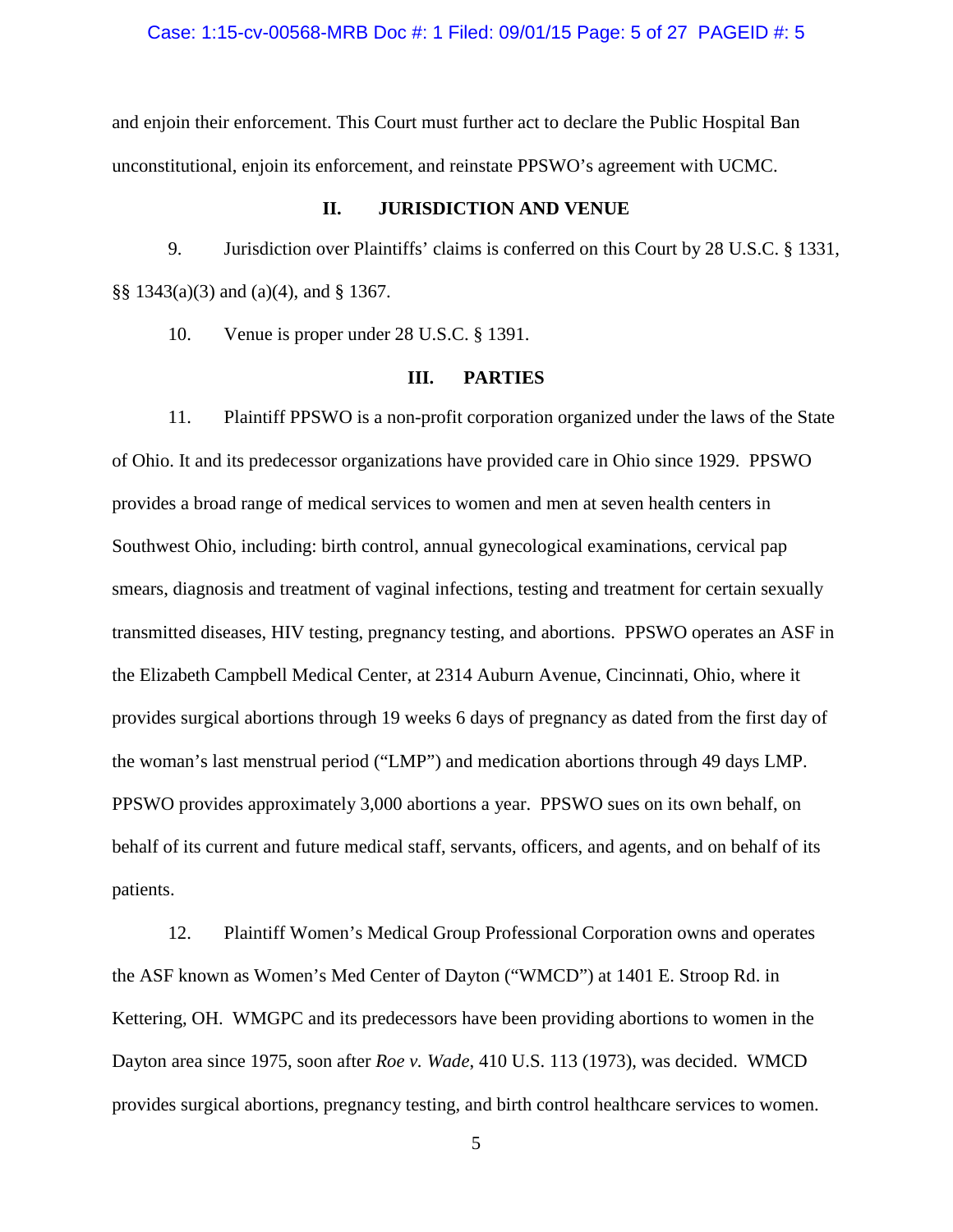and enjoin their enforcement. This Court must further act to declare the Public Hospital Ban unconstitutional, enjoin its enforcement, and reinstate PPSWO's agreement with UCMC.

## II. JURISDICTION AND VENUE

9. Jurisdiction over Plaintiffs' claims is conferred on this Court by 28 U.S.C. § 1331, §§ 1343(a)(3) and (a)(4), and § 1367.

10. Venue is proper under 28 U.S.C. § 1391.

## III. PARTIES

11. Plaintiff PPSWO is a non-profit corporation organized under the laws of the State of Ohio. It and its predecessor organizations have provided care in Ohio since 1929. PPSWO provides a broad range of medical services to women and men at seven health centers in Southwest Ohio, including: birth control, annual gynecological examinations, cervical pap smears, diagnosis and treatment of vaginal infections, testing and treatment for certain sexually transmitted diseases, HIV testing, pregnancy testing, and abortions. PPSWO operates an ASF in the Elizabeth Campbell Medical Center, at 2314 Auburn Avenue, Cincinnati, Ohio, where it provides surgical abortions through 19 weeks 6 days of pregnancy as dated from the first day of the woman's last menstrual period ("LMP") and medication abortions through 49 days LMP. PPSWO provides approximately 3,000 abortions a year. PPSWO sues on its own behalf, on behalf of its current and future medical staff, servants, officers, and agents, and on behalf of its patients.

12. Plaintiff Women's Medical Group Professional Corporation owns and operates the ASF known as Women's Med Center of Dayton ("WMCD") at 1401 E. Stroop Rd. in Kettering, OH. WMGPC and its predecessors have been providing abortions to women in the Dayton area since 1975, soon after *Roe v. Wade*, 410 U.S. 113 (1973), was decided. WMCD provides surgical abortions, pregnancy testing, and birth control healthcare services to women.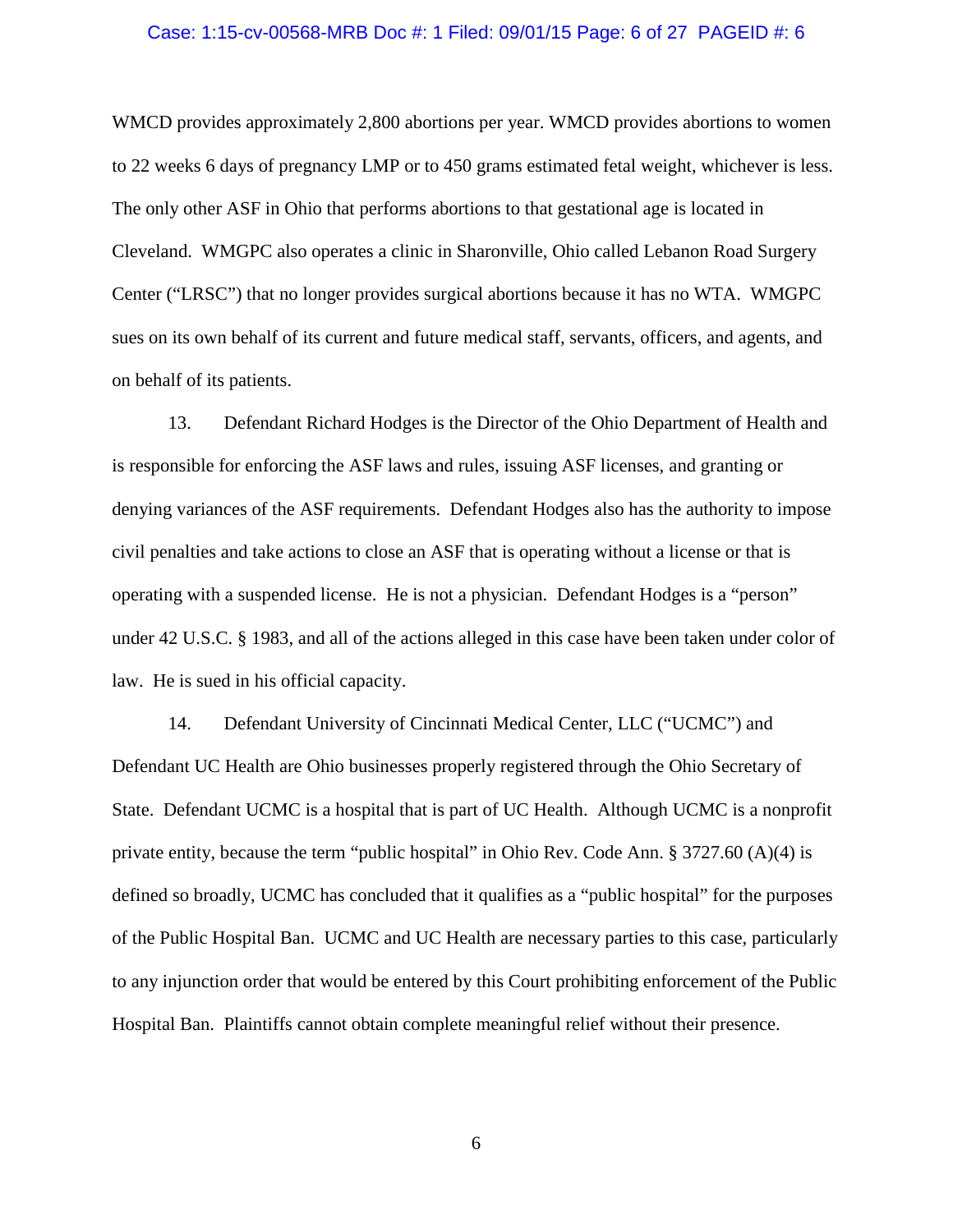WMCD provides approximately 2,800 abortions per year. WMCD provides abortions to women to 22 weeks 6 days of pregnancy LMP or to 450 grams estimated fetal weight, whichever is less. The only other ASF in Ohio that performs abortions to that gestational age is located in Cleveland. WMGPC also operates a clinic in Sharonville, Ohio called Lebanon Road Surgery Center ("LRSC") that no longer provides surgical abortions because it has no WTA. WMGPC sues on its own behalf of its current and future medical staff, servants, officers, and agents, and on behalf of its patients.

13. Defendant Richard Hodges is the Director of the Ohio Department of Health and is responsible for enforcing the ASF laws and rules, issuing ASF licenses, and granting or denying variances of the ASF requirements. Defendant Hodges also has the authority to impose civil penalties and take actions to close an ASF that is operating without a license or that is operating with a suspended license. He is not a physician. Defendant Hodges is a "person" under 42 U.S.C. § 1983, and all of the actions alleged in this case have been taken under color of law. He is sued in his official capacity.

14. Defendant University of Cincinnati Medical Center, LLC ("UCMC") and Defendant UC Health are Ohio businesses properly registered through the Ohio Secretary of State. Defendant UCMC is a hospital that is part of UC Health. Although UCMC is a nonprofit private entity, because the term "public hospital" in Ohio Rev. Code Ann. § 3727.60 (A)(4) is defined so broadly, UCMC has concluded that it qualifies as a "public hospital" for the purposes of the Public Hospital Ban. UCMC and UC Health are necessary parties to this case, particularly to any injunction order that would be entered by this Court prohibiting enforcement of the Public Hospital Ban. Plaintiffs cannot obtain complete meaningful relief without their presence.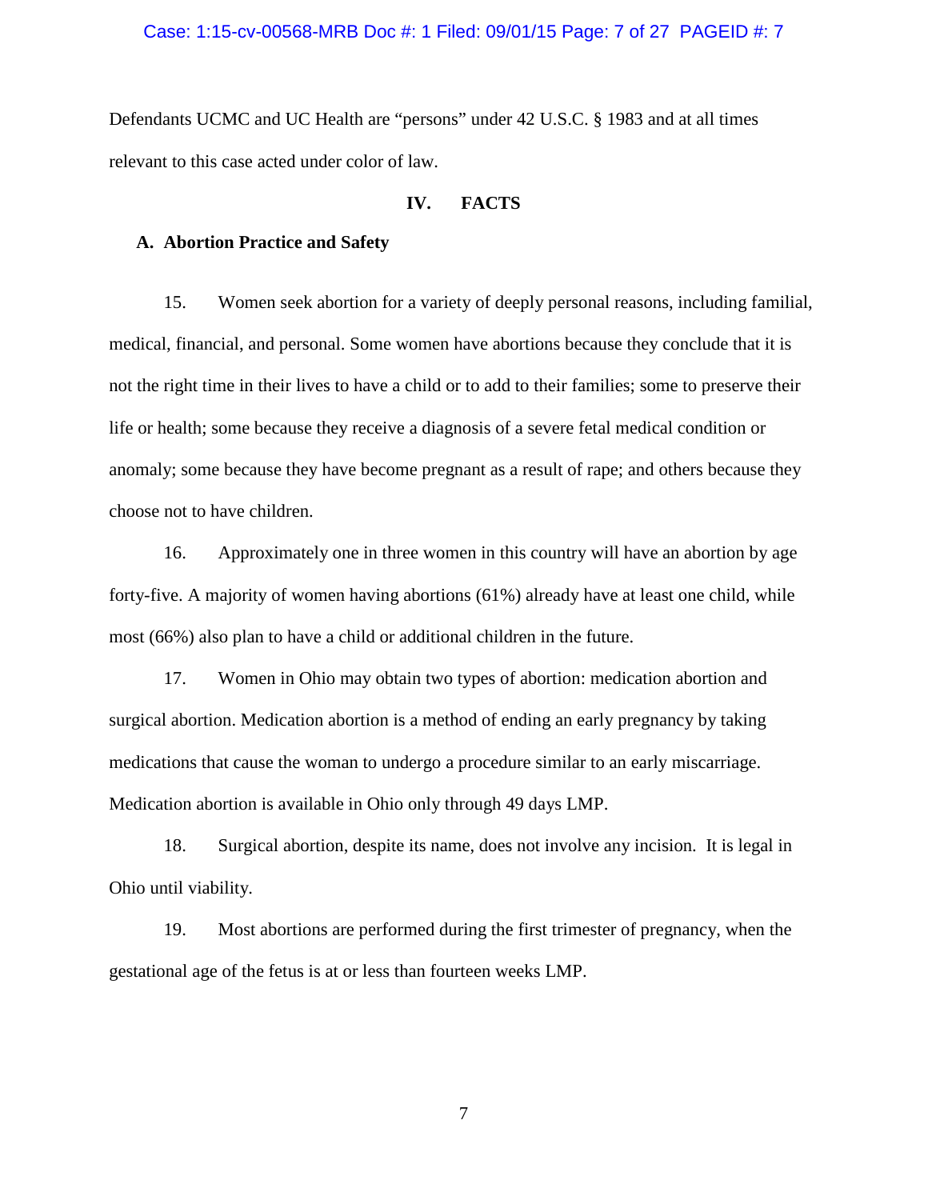Defendants UCMC and UC Health are "persons" under 42 U.S.C. § 1983 and at all times relevant to this case acted under color of law.

## IV. FACTS

### A. Abortion Practice and Safety

15. Women seek abortion for a variety of deeply personal reasons, including familial, medical, financial, and personal. Some women have abortions because they conclude that it is not the right time in their lives to have a child or to add to their families; some to preserve their life or health; some because they receive a diagnosis of a severe fetal medical condition or anomaly; some because they have become pregnant as a result of rape; and others because they choose not to have children.

16. Approximately one in three women in this country will have an abortion by age forty-five. A majority of women having abortions (61%) already have at least one child, while most (66%) also plan to have a child or additional children in the future.

17. Women in Ohio may obtain two types of abortion: medication abortion and surgical abortion. Medication abortion is a method of ending an early pregnancy by taking medications that cause the woman to undergo a procedure similar to an early miscarriage. Medication abortion is available in Ohio only through 49 days LMP.

18. Surgical abortion, despite its name, does not involve any incision. It is legal in Ohio until viability.

19. Most abortions are performed during the first trimester of pregnancy, when the gestational age of the fetus is at or less than fourteen weeks LMP.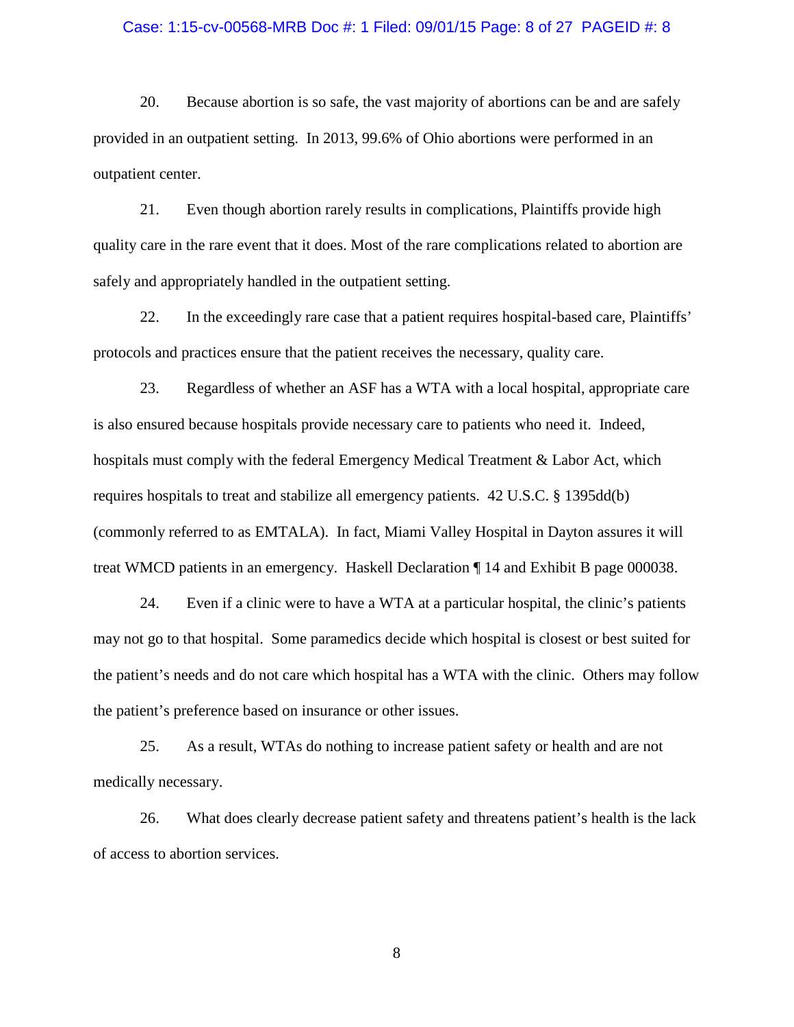20. Because abortion is so safe, the vast majority of abortions can be and are safely provided in an outpatient setting. In 2013, 99.6% of Ohio abortions were performed in an outpatient center.

21. Even though abortion rarely results in complications, Plaintiffs provide high quality care in the rare event that it does. Most of the rare complications related to abortion are safely and appropriately handled in the outpatient setting.

22. In the exceedingly rare case that a patient requires hospital-based care, Plaintiffs' protocols and practices ensure that the patient receives the necessary, quality care.

23. Regardless of whether an ASF has a WTA with a local hospital, appropriate care is also ensured because hospitals provide necessary care to patients who need it. Indeed, hospitals must comply with the federal Emergency Medical Treatment & Labor Act, which requires hospitals to treat and stabilize all emergency patients. 42 U.S.C. § 1395dd(b) (commonly referred to as EMTALA). In fact, Miami Valley Hospital in Dayton assures it will treat WMCD patients in an emergency. Haskell Declaration ¶ 14 and Exhibit B page 000038.

24. Even if a clinic were to have a WTA at a particular hospital, the clinic's patients may not go to that hospital. Some paramedics decide which hospital is closest or best suited for the patient's needs and do not care which hospital has a WTA with the clinic. Others may follow the patient's preference based on insurance or other issues.

25. As a result, WTAs do nothing to increase patient safety or health and are not medically necessary.

26. What does clearly decrease patient safety and threatens patient's health is the lack of access to abortion services.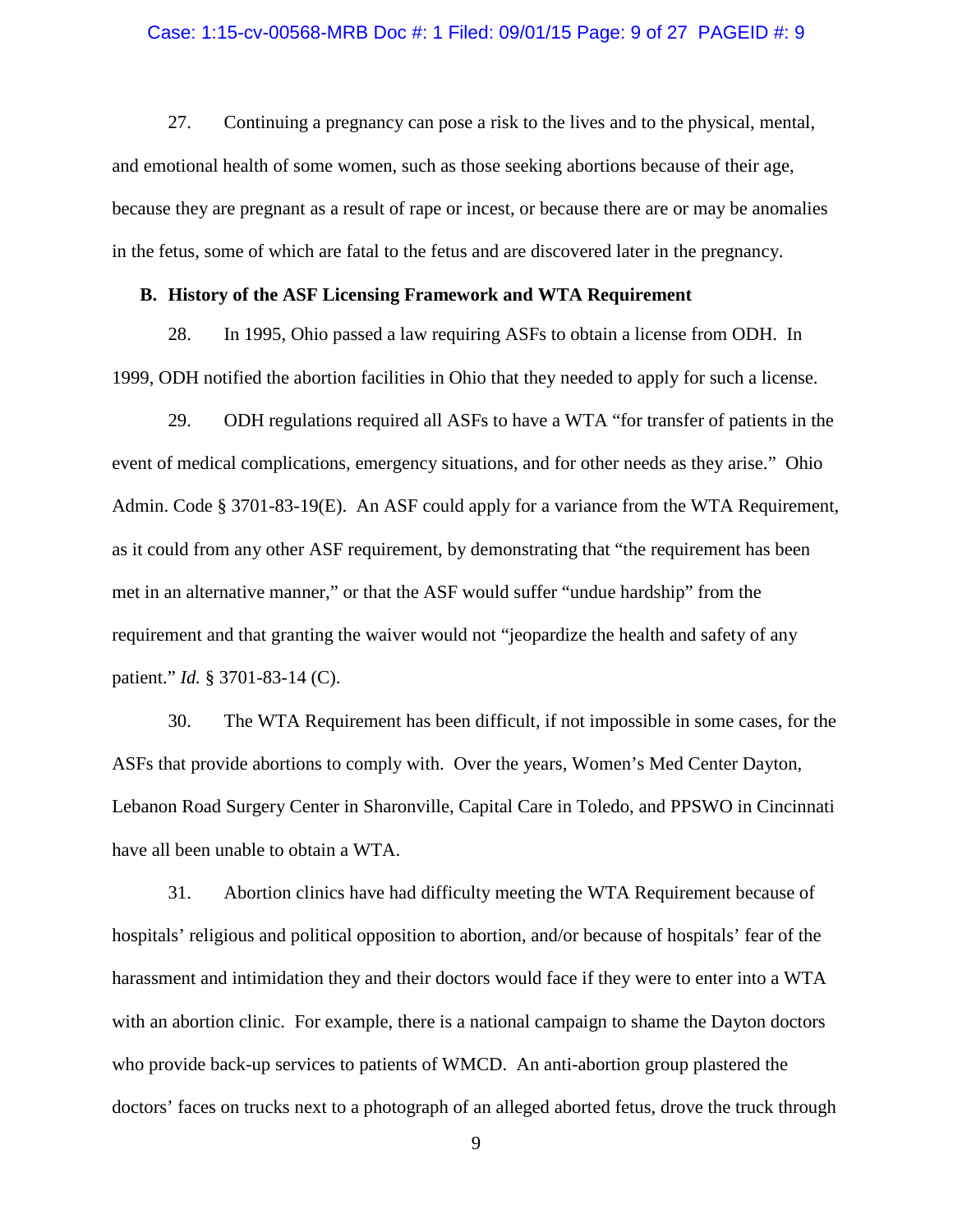27. Continuing a pregnancy can pose a risk to the lives and to the physical, mental, and emotional health of some women, such as those seeking abortions because of their age, because they are pregnant as a result of rape or incest, or because there are or may be anomalies in the fetus, some of which are fatal to the fetus and are discovered later in the pregnancy.

### B. History of the ASF Licensing Framework and WTA Requirement

28. In 1995, Ohio passed a law requiring ASFs to obtain a license from ODH. In 1999, ODH notified the abortion facilities in Ohio that they needed to apply for such a license.

29. ODH regulations required all ASFs to have a WTA "for transfer of patients in the event of medical complications, emergency situations, and for other needs as they arise." Ohio Admin. Code § 3701-83-19(E). An ASF could apply for a variance from the WTA Requirement, as it could from any other ASF requirement, by demonstrating that "the requirement has been met in an alternative manner," or that the ASF would suffer "undue hardship" from the requirement and that granting the waiver would not "jeopardize the health and safety of any patient." *Id.* § 3701-83-14 (C).

30. The WTA Requirement has been difficult, if not impossible in some cases, for the ASFs that provide abortions to comply with. Over the years, Women's Med Center Dayton, Lebanon Road Surgery Center in Sharonville, Capital Care in Toledo, and PPSWO in Cincinnati have all been unable to obtain a WTA.

31. Abortion clinics have had difficulty meeting the WTA Requirement because of hospitals' religious and political opposition to abortion, and/or because of hospitals' fear of the harassment and intimidation they and their doctors would face if they were to enter into a WTA with an abortion clinic. For example, there is a national campaign to shame the Dayton doctors who provide back-up services to patients of WMCD. An anti-abortion group plastered the doctors' faces on trucks next to a photograph of an alleged aborted fetus, drove the truck through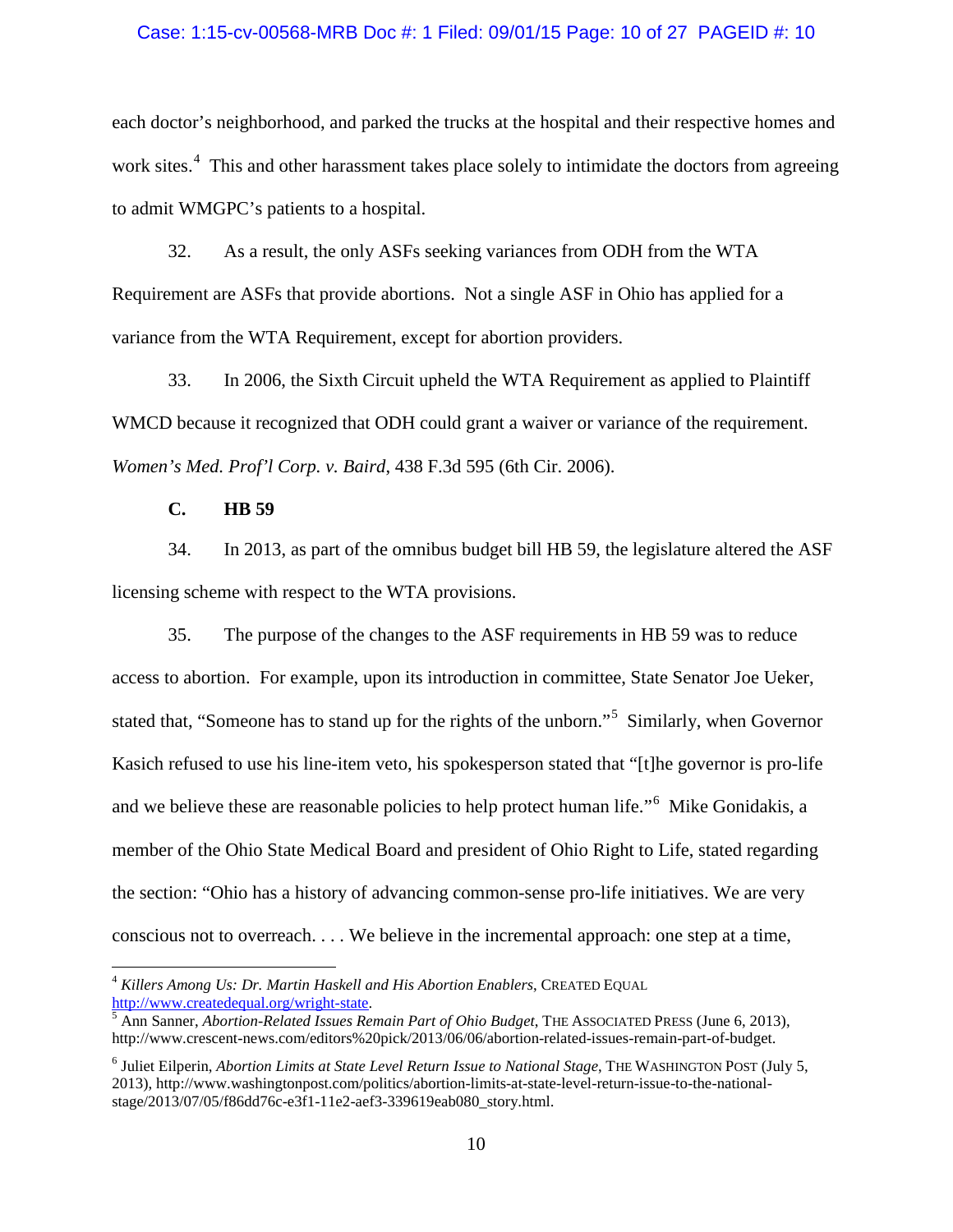each doctor's neighborhood, and parked the trucks at the hospital and their respective homes and work sites.[4] This and other harassment takes place solely to intimidate the doctors from agreeing to admit WMGPC's patients to a hospital.

32. As a result, the only ASFs seeking variances from ODH from the WTA Requirement are ASFs that provide abortions. Not a single ASF in Ohio has applied for a variance from the WTA Requirement, except for abortion providers.

33. In 2006, the Sixth Circuit upheld the WTA Requirement as applied to Plaintiff WMCD because it recognized that ODH could grant a waiver or variance of the requirement. *Women's Med. Prof'l Corp. v. Baird*, 438 F.3d 595 (6th Cir. 2006).

**C. HB 59**

34. In 2013, as part of the omnibus budget bill HB 59, the legislature altered the ASF licensing scheme with respect to the WTA provisions.

35. The purpose of the changes to the ASF requirements in HB 59 was to reduce access to abortion. For example, upon its introduction in committee, State Senator Joe Ueker, stated that, "Someone has to stand up for the rights of the unborn."[5] Similarly, when Governor Kasich refused to use his line-item veto, his spokesperson stated that "[t]he governor is pro-life and we believe these are reasonable policies to help protect human life."[6] Mike Gonidakis, a member of the Ohio State Medical Board and president of Ohio Right to Life, stated regarding the section: "Ohio has a history of advancing common-sense pro-life initiatives. We are very conscious not to overreach. . . . We believe in the incremental approach: one step at a time,

---

[4] *Killers Among Us: Dr. Martin Haskell and His Abortion Enablers*, CREATED EQUAL http://www.createdequal.org/wright-state.

[5] Ann Sanner, *Abortion-Related Issues Remain Part of Ohio Budget*, THE ASSOCIATED PRESS (June 6, 2013), http://www.crescent-news.com/editors%20pick/2013/06/06/abortion-related-issues-remain-part-of-budget.

[6] Juliet Eilperin, *Abortion Limits at State Level Return Issue to National Stage*, THE WASHINGTON POST (July 5, 2013), http://www.washingtonpost.com/politics/abortion-limits-at-state-level-return-issue-to-the-national-stage/2013/07/05/f86dd76c-e3f1-11e2-aef3-339619eab080_story.html.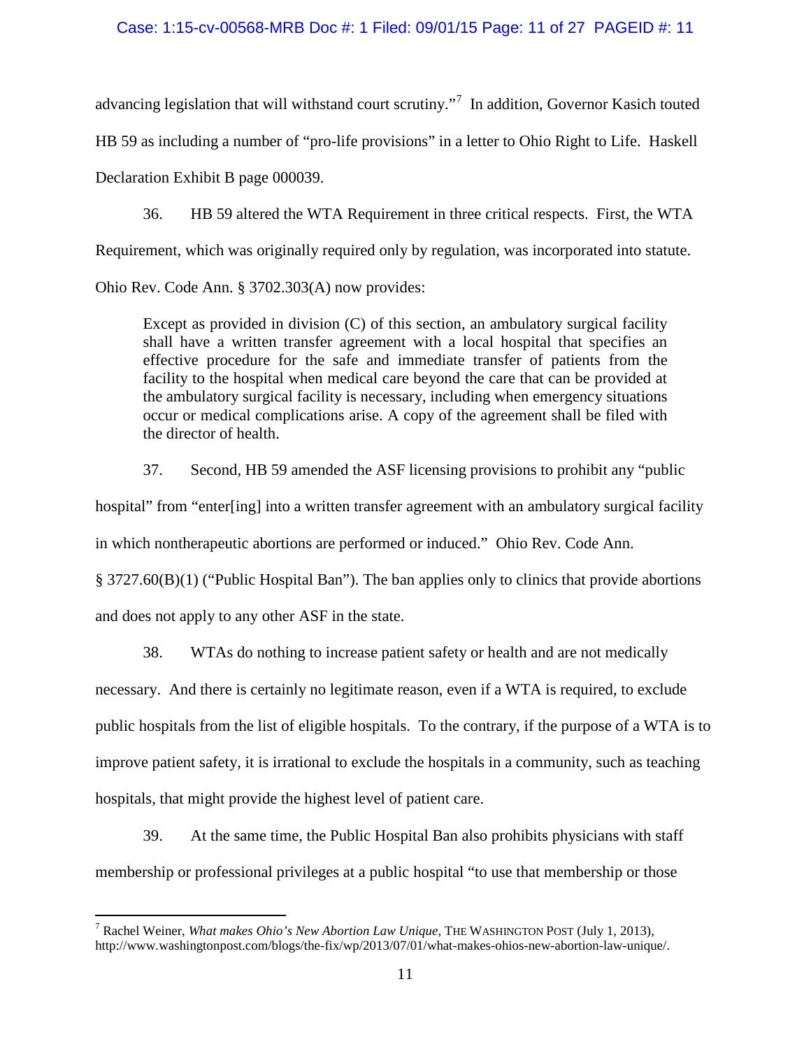advancing legislation that will withstand court scrutiny."[7] In addition, Governor Kasich touted HB 59 as including a number of "pro-life provisions" in a letter to Ohio Right to Life. Haskell Declaration Exhibit B page 000039.

36. HB 59 altered the WTA Requirement in three critical respects. First, the WTA Requirement, which was originally required only by regulation, was incorporated into statute. Ohio Rev. Code Ann. § 3702.303(A) now provides:

> Except as provided in division (C) of this section, an ambulatory surgical facility shall have a written transfer agreement with a local hospital that specifies an effective procedure for the safe and immediate transfer of patients from the facility to the hospital when medical care beyond the care that can be provided at the ambulatory surgical facility is necessary, including when emergency situations occur or medical complications arise. A copy of the agreement shall be filed with the director of health.

37. Second, HB 59 amended the ASF licensing provisions to prohibit any "public hospital" from "enter[ing] into a written transfer agreement with an ambulatory surgical facility in which nontherapeutic abortions are performed or induced." Ohio Rev. Code Ann. § 3727.60(B)(1) ("Public Hospital Ban"). The ban applies only to clinics that provide abortions and does not apply to any other ASF in the state.

38. WTAs do nothing to increase patient safety or health and are not medically necessary. And there is certainly no legitimate reason, even if a WTA is required, to exclude public hospitals from the list of eligible hospitals. To the contrary, if the purpose of a WTA is to improve patient safety, it is irrational to exclude the hospitals in a community, such as teaching hospitals, that might provide the highest level of patient care.

39. At the same time, the Public Hospital Ban also prohibits physicians with staff membership or professional privileges at a public hospital "to use that membership or those

---

[7] Rachel Weiner, *What makes Ohio's New Abortion Law Unique*, THE WASHINGTON POST (July 1, 2013), http://www.washingtonpost.com/blogs/the-fix/wp/2013/07/01/what-makes-ohios-new-abortion-law-unique/.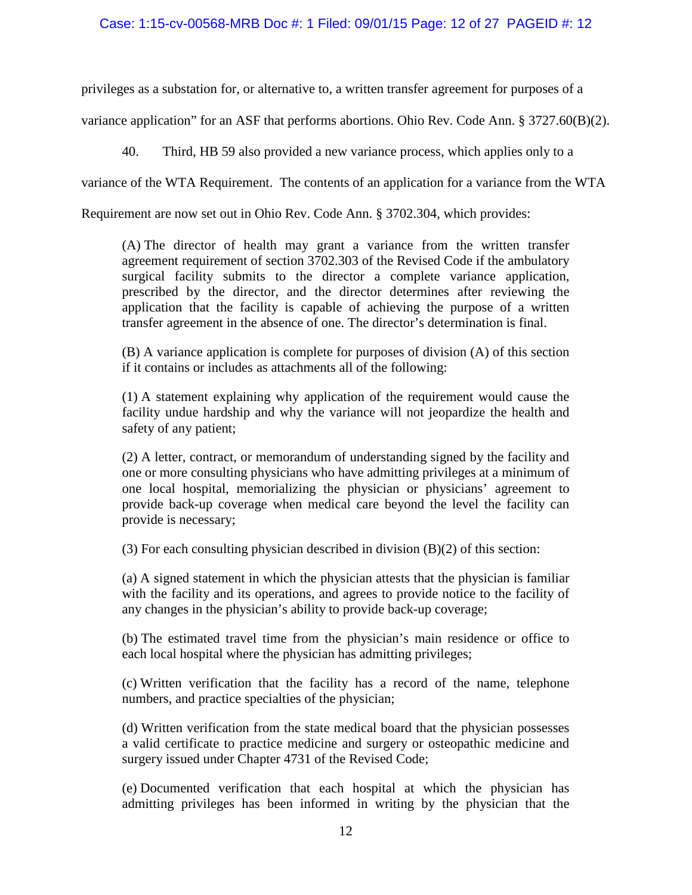privileges as a substation for, or alternative to, a written transfer agreement for purposes of a variance application" for an ASF that performs abortions. Ohio Rev. Code Ann. § 3727.60(B)(2).

40. Third, HB 59 also provided a new variance process, which applies only to a variance of the WTA Requirement. The contents of an application for a variance from the WTA Requirement are now set out in Ohio Rev. Code Ann. § 3702.304, which provides:

> (A) The director of health may grant a variance from the written transfer agreement requirement of section 3702.303 of the Revised Code if the ambulatory surgical facility submits to the director a complete variance application, prescribed by the director, and the director determines after reviewing the application that the facility is capable of achieving the purpose of a written transfer agreement in the absence of one. The director's determination is final.
>
> (B) A variance application is complete for purposes of division (A) of this section if it contains or includes as attachments all of the following:
>
> (1) A statement explaining why application of the requirement would cause the facility undue hardship and why the variance will not jeopardize the health and safety of any patient;
>
> (2) A letter, contract, or memorandum of understanding signed by the facility and one or more consulting physicians who have admitting privileges at a minimum of one local hospital, memorializing the physician or physicians' agreement to provide back-up coverage when medical care beyond the level the facility can provide is necessary;
>
> (3) For each consulting physician described in division (B)(2) of this section:
>
> (a) A signed statement in which the physician attests that the physician is familiar with the facility and its operations, and agrees to provide notice to the facility of any changes in the physician's ability to provide back-up coverage;
>
> (b) The estimated travel time from the physician's main residence or office to each local hospital where the physician has admitting privileges;
>
> (c) Written verification that the facility has a record of the name, telephone numbers, and practice specialties of the physician;
>
> (d) Written verification from the state medical board that the physician possesses a valid certificate to practice medicine and surgery or osteopathic medicine and surgery issued under Chapter 4731 of the Revised Code;
>
> (e) Documented verification that each hospital at which the physician has admitting privileges has been informed in writing by the physician that the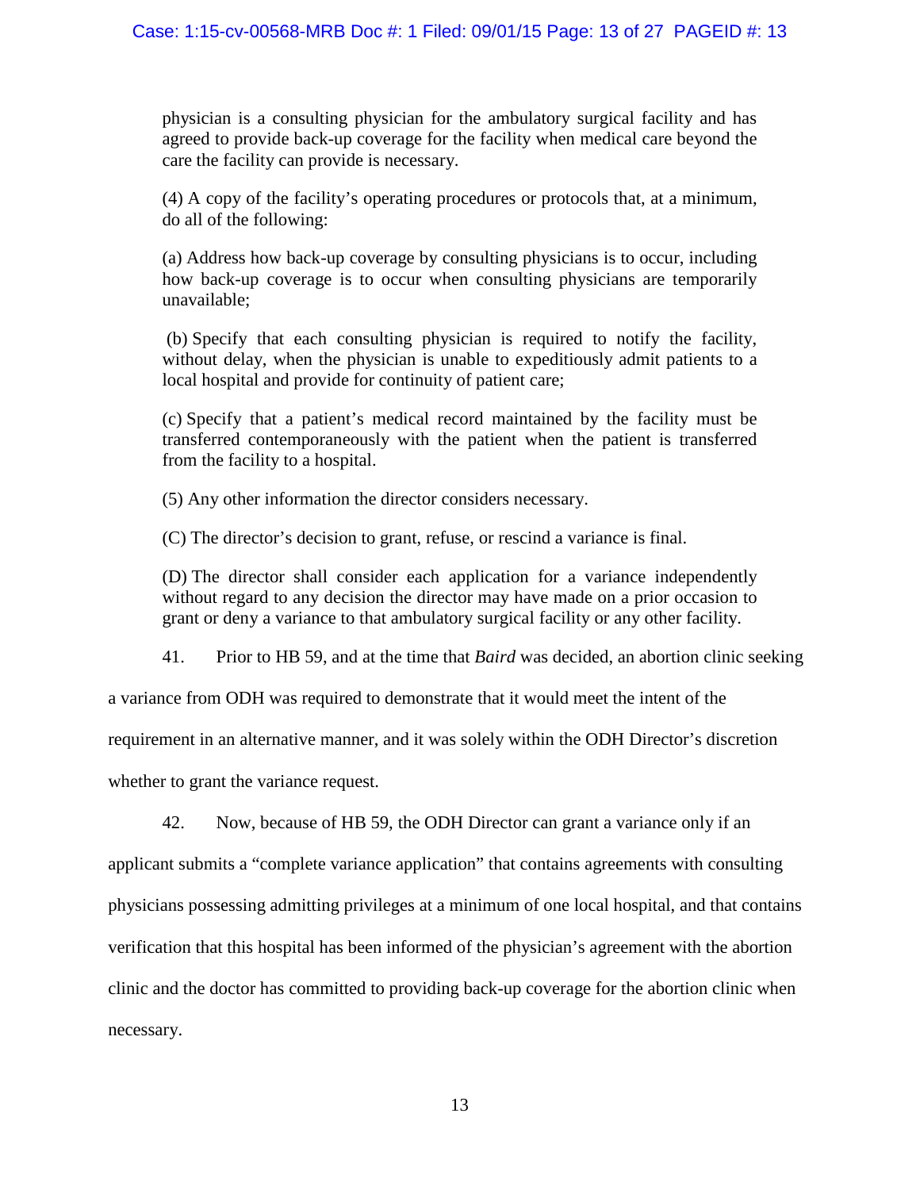physician is a consulting physician for the ambulatory surgical facility and has agreed to provide back-up coverage for the facility when medical care beyond the care the facility can provide is necessary.

(4) A copy of the facility's operating procedures or protocols that, at a minimum, do all of the following:

(a) Address how back-up coverage by consulting physicians is to occur, including how back-up coverage is to occur when consulting physicians are temporarily unavailable;

(b) Specify that each consulting physician is required to notify the facility, without delay, when the physician is unable to expeditiously admit patients to a local hospital and provide for continuity of patient care;

(c) Specify that a patient's medical record maintained by the facility must be transferred contemporaneously with the patient when the patient is transferred from the facility to a hospital.

(5) Any other information the director considers necessary.

(C) The director's decision to grant, refuse, or rescind a variance is final.

(D) The director shall consider each application for a variance independently without regard to any decision the director may have made on a prior occasion to grant or deny a variance to that ambulatory surgical facility or any other facility.

41. Prior to HB 59, and at the time that *Baird* was decided, an abortion clinic seeking a variance from ODH was required to demonstrate that it would meet the intent of the requirement in an alternative manner, and it was solely within the ODH Director's discretion whether to grant the variance request.

42. Now, because of HB 59, the ODH Director can grant a variance only if an applicant submits a "complete variance application" that contains agreements with consulting physicians possessing admitting privileges at a minimum of one local hospital, and that contains verification that this hospital has been informed of the physician's agreement with the abortion clinic and the doctor has committed to providing back-up coverage for the abortion clinic when necessary.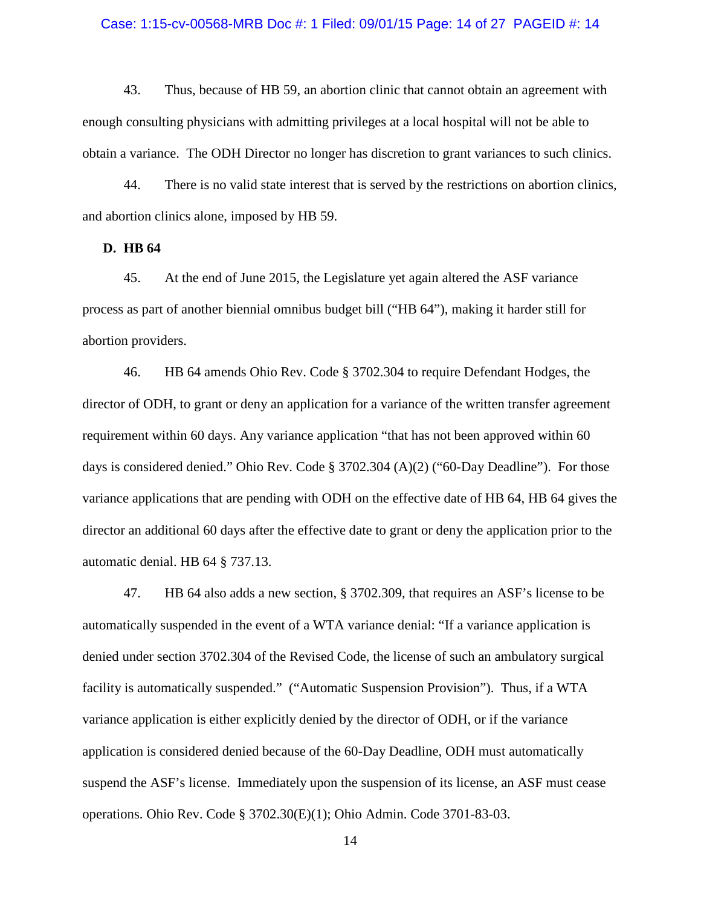43. Thus, because of HB 59, an abortion clinic that cannot obtain an agreement with enough consulting physicians with admitting privileges at a local hospital will not be able to obtain a variance. The ODH Director no longer has discretion to grant variances to such clinics.

44. There is no valid state interest that is served by the restrictions on abortion clinics, and abortion clinics alone, imposed by HB 59.

**D. HB 64**

45. At the end of June 2015, the Legislature yet again altered the ASF variance process as part of another biennial omnibus budget bill ("HB 64"), making it harder still for abortion providers.

46. HB 64 amends Ohio Rev. Code § 3702.304 to require Defendant Hodges, the director of ODH, to grant or deny an application for a variance of the written transfer agreement requirement within 60 days. Any variance application "that has not been approved within 60 days is considered denied." Ohio Rev. Code § 3702.304 (A)(2) ("60-Day Deadline"). For those variance applications that are pending with ODH on the effective date of HB 64, HB 64 gives the director an additional 60 days after the effective date to grant or deny the application prior to the automatic denial. HB 64 § 737.13.

47. HB 64 also adds a new section, § 3702.309, that requires an ASF's license to be automatically suspended in the event of a WTA variance denial: "If a variance application is denied under section 3702.304 of the Revised Code, the license of such an ambulatory surgical facility is automatically suspended." ("Automatic Suspension Provision"). Thus, if a WTA variance application is either explicitly denied by the director of ODH, or if the variance application is considered denied because of the 60-Day Deadline, ODH must automatically suspend the ASF's license. Immediately upon the suspension of its license, an ASF must cease operations. Ohio Rev. Code § 3702.30(E)(1); Ohio Admin. Code 3701-83-03.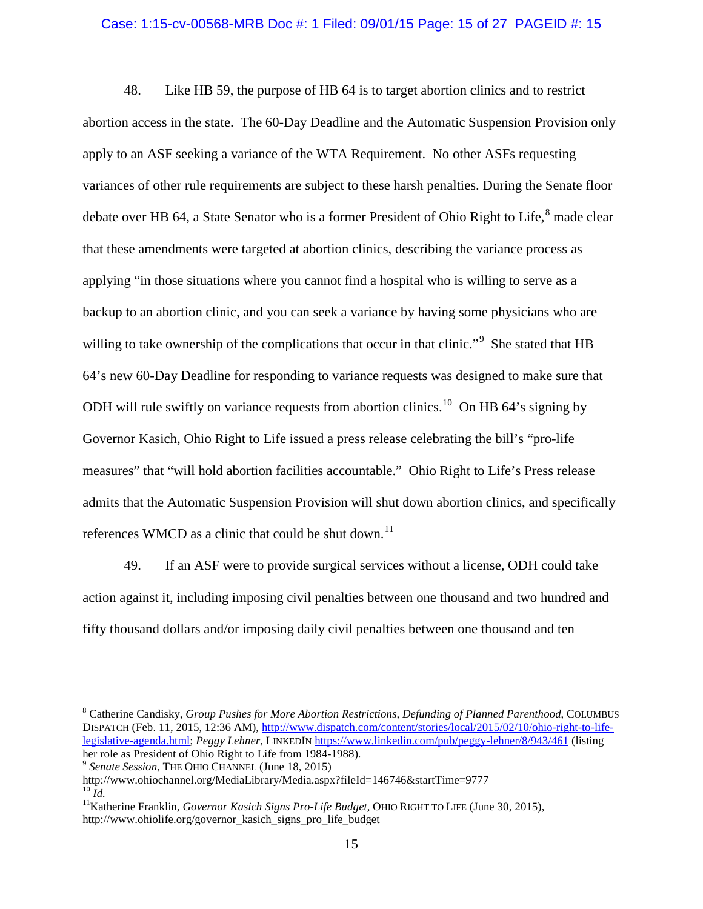48. Like HB 59, the purpose of HB 64 is to target abortion clinics and to restrict abortion access in the state. The 60-Day Deadline and the Automatic Suspension Provision only apply to an ASF seeking a variance of the WTA Requirement. No other ASFs requesting variances of other rule requirements are subject to these harsh penalties. During the Senate floor debate over HB 64, a State Senator who is a former President of Ohio Right to Life,[8] made clear that these amendments were targeted at abortion clinics, describing the variance process as applying "in those situations where you cannot find a hospital who is willing to serve as a backup to an abortion clinic, and you can seek a variance by having some physicians who are willing to take ownership of the complications that occur in that clinic."[9] She stated that HB 64's new 60-Day Deadline for responding to variance requests was designed to make sure that ODH will rule swiftly on variance requests from abortion clinics.[10] On HB 64's signing by Governor Kasich, Ohio Right to Life issued a press release celebrating the bill's "pro-life measures" that "will hold abortion facilities accountable." Ohio Right to Life's Press release admits that the Automatic Suspension Provision will shut down abortion clinics, and specifically references WMCD as a clinic that could be shut down.[11]

49. If an ASF were to provide surgical services without a license, ODH could take action against it, including imposing civil penalties between one thousand and two hundred and fifty thousand dollars and/or imposing daily civil penalties between one thousand and ten

---

[8] Catherine Candisky, *Group Pushes for More Abortion Restrictions, Defunding of Planned Parenthood*, COLUMBUS DISPATCH (Feb. 11, 2015, 12:36 AM), http://www.dispatch.com/content/stories/local/2015/02/10/ohio-right-to-life-legislative-agenda.html; *Peggy Lehner*, LINKEDIN https://www.linkedin.com/pub/peggy-lehner/8/943/461 (listing her role as President of Ohio Right to Life from 1984-1988).

[9] *Senate Session*, THE OHIO CHANNEL (June 18, 2015) http://www.ohiochannel.org/MediaLibrary/Media.aspx?fileId=146746&startTime=9777

[10] *Id.*

[11] Katherine Franklin, *Governor Kasich Signs Pro-Life Budget*, OHIO RIGHT TO LIFE (June 30, 2015), http://www.ohiolife.org/governor_kasich_signs_pro_life_budget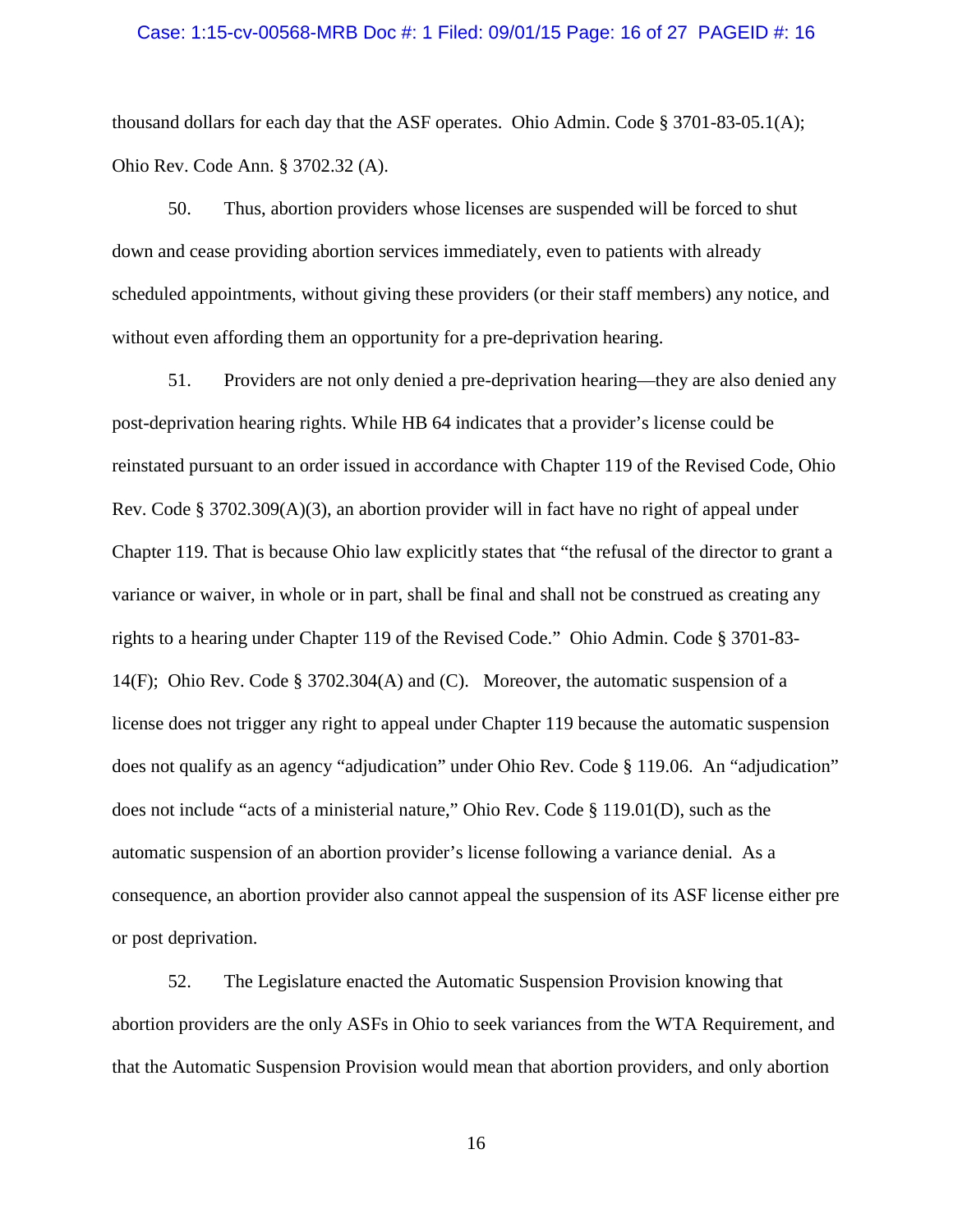thousand dollars for each day that the ASF operates. Ohio Admin. Code § 3701-83-05.1(A); Ohio Rev. Code Ann. § 3702.32 (A).

50. Thus, abortion providers whose licenses are suspended will be forced to shut down and cease providing abortion services immediately, even to patients with already scheduled appointments, without giving these providers (or their staff members) any notice, and without even affording them an opportunity for a pre-deprivation hearing.

51. Providers are not only denied a pre-deprivation hearing—they are also denied any post-deprivation hearing rights. While HB 64 indicates that a provider's license could be reinstated pursuant to an order issued in accordance with Chapter 119 of the Revised Code, Ohio Rev. Code § 3702.309(A)(3), an abortion provider will in fact have no right of appeal under Chapter 119. That is because Ohio law explicitly states that "the refusal of the director to grant a variance or waiver, in whole or in part, shall be final and shall not be construed as creating any rights to a hearing under Chapter 119 of the Revised Code." Ohio Admin. Code § 3701-83-14(F); Ohio Rev. Code § 3702.304(A) and (C). Moreover, the automatic suspension of a license does not trigger any right to appeal under Chapter 119 because the automatic suspension does not qualify as an agency "adjudication" under Ohio Rev. Code § 119.06. An "adjudication" does not include "acts of a ministerial nature," Ohio Rev. Code § 119.01(D), such as the automatic suspension of an abortion provider's license following a variance denial. As a consequence, an abortion provider also cannot appeal the suspension of its ASF license either pre or post deprivation.

52. The Legislature enacted the Automatic Suspension Provision knowing that abortion providers are the only ASFs in Ohio to seek variances from the WTA Requirement, and that the Automatic Suspension Provision would mean that abortion providers, and only abortion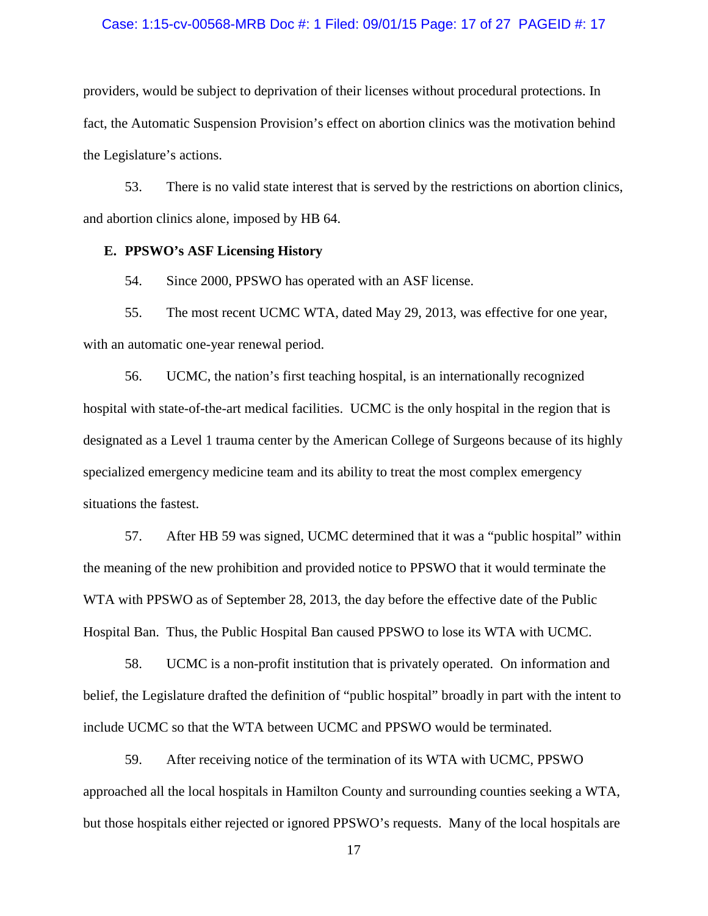providers, would be subject to deprivation of their licenses without procedural protections. In fact, the Automatic Suspension Provision's effect on abortion clinics was the motivation behind the Legislature's actions.

53. There is no valid state interest that is served by the restrictions on abortion clinics, and abortion clinics alone, imposed by HB 64.

**E. PPSWO's ASF Licensing History**

54. Since 2000, PPSWO has operated with an ASF license.

55. The most recent UCMC WTA, dated May 29, 2013, was effective for one year, with an automatic one-year renewal period.

56. UCMC, the nation's first teaching hospital, is an internationally recognized hospital with state-of-the-art medical facilities. UCMC is the only hospital in the region that is designated as a Level 1 trauma center by the American College of Surgeons because of its highly specialized emergency medicine team and its ability to treat the most complex emergency situations the fastest.

57. After HB 59 was signed, UCMC determined that it was a "public hospital" within the meaning of the new prohibition and provided notice to PPSWO that it would terminate the WTA with PPSWO as of September 28, 2013, the day before the effective date of the Public Hospital Ban. Thus, the Public Hospital Ban caused PPSWO to lose its WTA with UCMC.

58. UCMC is a non-profit institution that is privately operated. On information and belief, the Legislature drafted the definition of "public hospital" broadly in part with the intent to include UCMC so that the WTA between UCMC and PPSWO would be terminated.

59. After receiving notice of the termination of its WTA with UCMC, PPSWO approached all the local hospitals in Hamilton County and surrounding counties seeking a WTA, but those hospitals either rejected or ignored PPSWO's requests. Many of the local hospitals are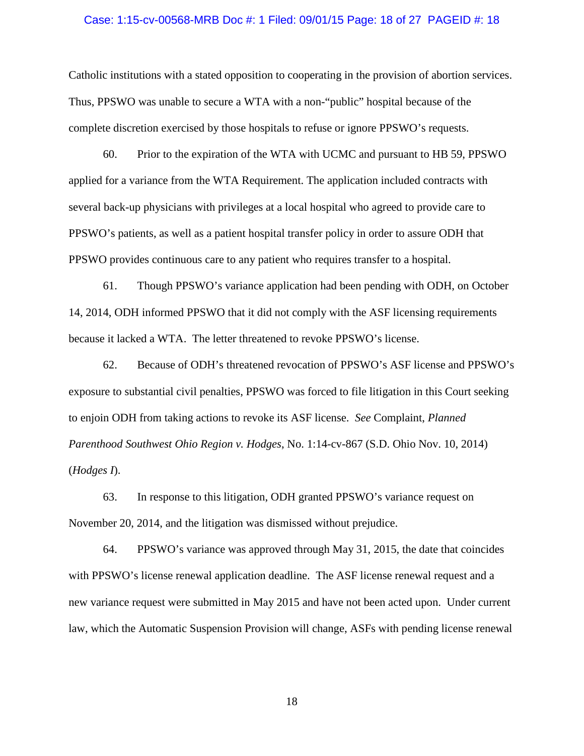Catholic institutions with a stated opposition to cooperating in the provision of abortion services. Thus, PPSWO was unable to secure a WTA with a non-"public" hospital because of the complete discretion exercised by those hospitals to refuse or ignore PPSWO's requests.

60. Prior to the expiration of the WTA with UCMC and pursuant to HB 59, PPSWO applied for a variance from the WTA Requirement. The application included contracts with several back-up physicians with privileges at a local hospital who agreed to provide care to PPSWO's patients, as well as a patient hospital transfer policy in order to assure ODH that PPSWO provides continuous care to any patient who requires transfer to a hospital.

61. Though PPSWO's variance application had been pending with ODH, on October 14, 2014, ODH informed PPSWO that it did not comply with the ASF licensing requirements because it lacked a WTA. The letter threatened to revoke PPSWO's license.

62. Because of ODH's threatened revocation of PPSWO's ASF license and PPSWO's exposure to substantial civil penalties, PPSWO was forced to file litigation in this Court seeking to enjoin ODH from taking actions to revoke its ASF license. *See* Complaint, *Planned Parenthood Southwest Ohio Region v. Hodges*, No. 1:14-cv-867 (S.D. Ohio Nov. 10, 2014) (*Hodges I*).

63. In response to this litigation, ODH granted PPSWO's variance request on November 20, 2014, and the litigation was dismissed without prejudice.

64. PPSWO's variance was approved through May 31, 2015, the date that coincides with PPSWO's license renewal application deadline. The ASF license renewal request and a new variance request were submitted in May 2015 and have not been acted upon. Under current law, which the Automatic Suspension Provision will change, ASFs with pending license renewal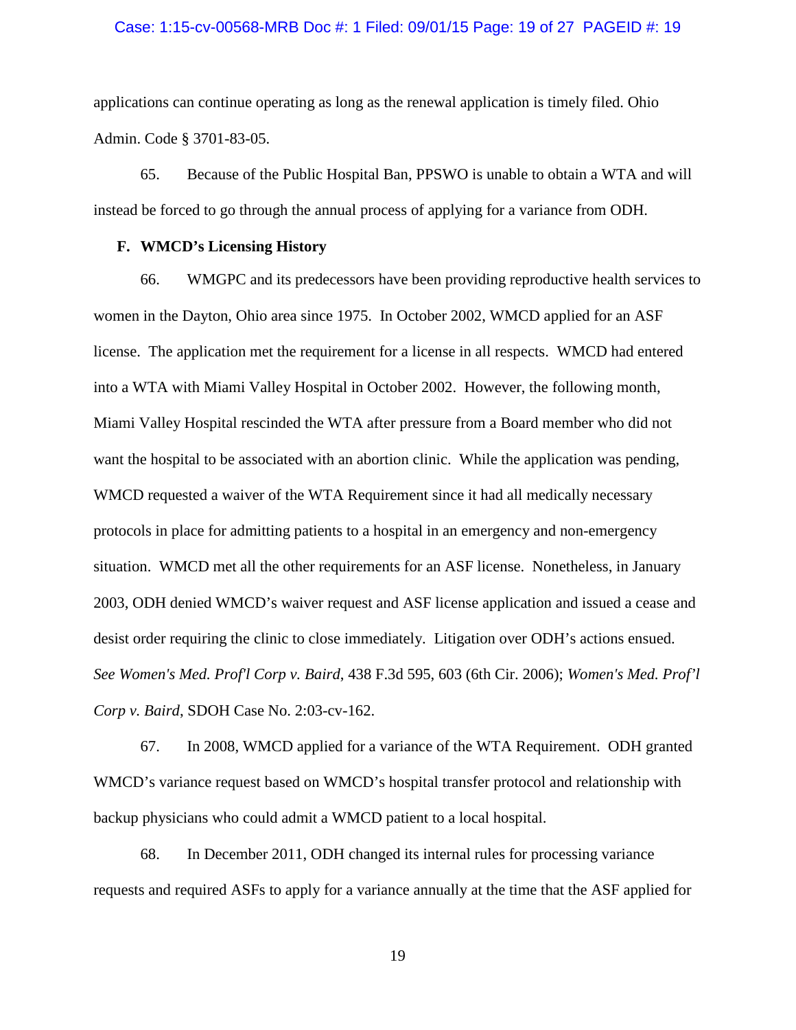applications can continue operating as long as the renewal application is timely filed. Ohio Admin. Code § 3701-83-05.

65. Because of the Public Hospital Ban, PPSWO is unable to obtain a WTA and will instead be forced to go through the annual process of applying for a variance from ODH.

### F. WMCD's Licensing History

66. WMGPC and its predecessors have been providing reproductive health services to women in the Dayton, Ohio area since 1975. In October 2002, WMCD applied for an ASF license. The application met the requirement for a license in all respects. WMCD had entered into a WTA with Miami Valley Hospital in October 2002. However, the following month, Miami Valley Hospital rescinded the WTA after pressure from a Board member who did not want the hospital to be associated with an abortion clinic. While the application was pending, WMCD requested a waiver of the WTA Requirement since it had all medically necessary protocols in place for admitting patients to a hospital in an emergency and non-emergency situation. WMCD met all the other requirements for an ASF license. Nonetheless, in January 2003, ODH denied WMCD's waiver request and ASF license application and issued a cease and desist order requiring the clinic to close immediately. Litigation over ODH's actions ensued. *See Women's Med. Prof'l Corp v. Baird*, 438 F.3d 595, 603 (6th Cir. 2006); *Women's Med. Prof'l Corp v. Baird*, SDOH Case No. 2:03-cv-162.

67. In 2008, WMCD applied for a variance of the WTA Requirement. ODH granted WMCD's variance request based on WMCD's hospital transfer protocol and relationship with backup physicians who could admit a WMCD patient to a local hospital.

68. In December 2011, ODH changed its internal rules for processing variance requests and required ASFs to apply for a variance annually at the time that the ASF applied for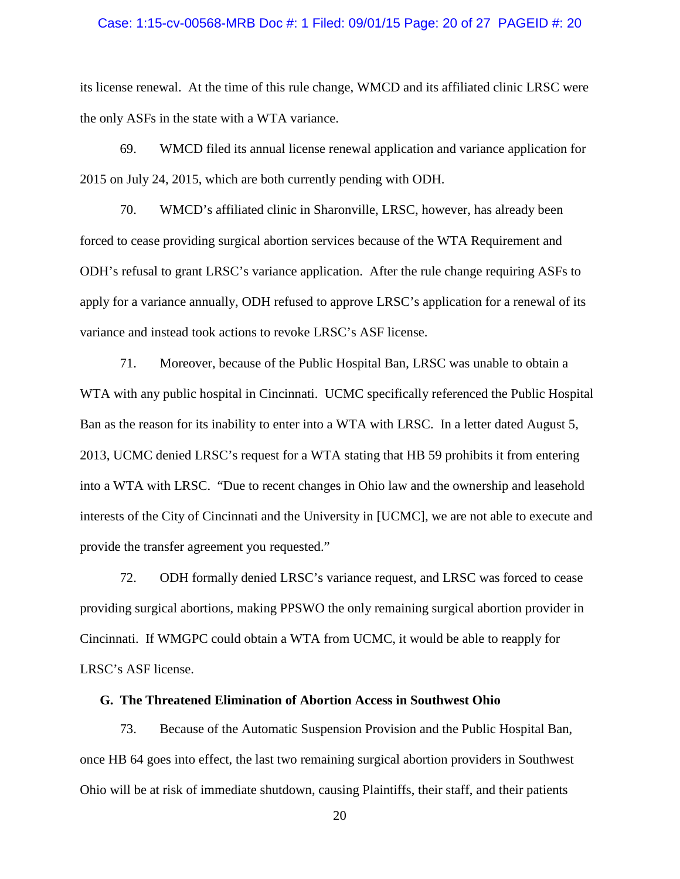its license renewal. At the time of this rule change, WMCD and its affiliated clinic LRSC were the only ASFs in the state with a WTA variance.

69. WMCD filed its annual license renewal application and variance application for 2015 on July 24, 2015, which are both currently pending with ODH.

70. WMCD's affiliated clinic in Sharonville, LRSC, however, has already been forced to cease providing surgical abortion services because of the WTA Requirement and ODH's refusal to grant LRSC's variance application. After the rule change requiring ASFs to apply for a variance annually, ODH refused to approve LRSC's application for a renewal of its variance and instead took actions to revoke LRSC's ASF license.

71. Moreover, because of the Public Hospital Ban, LRSC was unable to obtain a WTA with any public hospital in Cincinnati. UCMC specifically referenced the Public Hospital Ban as the reason for its inability to enter into a WTA with LRSC. In a letter dated August 5, 2013, UCMC denied LRSC's request for a WTA stating that HB 59 prohibits it from entering into a WTA with LRSC. "Due to recent changes in Ohio law and the ownership and leasehold interests of the City of Cincinnati and the University in [UCMC], we are not able to execute and provide the transfer agreement you requested."

72. ODH formally denied LRSC's variance request, and LRSC was forced to cease providing surgical abortions, making PPSWO the only remaining surgical abortion provider in Cincinnati. If WMGPC could obtain a WTA from UCMC, it would be able to reapply for LRSC's ASF license.

### G. The Threatened Elimination of Abortion Access in Southwest Ohio

73. Because of the Automatic Suspension Provision and the Public Hospital Ban, once HB 64 goes into effect, the last two remaining surgical abortion providers in Southwest Ohio will be at risk of immediate shutdown, causing Plaintiffs, their staff, and their patients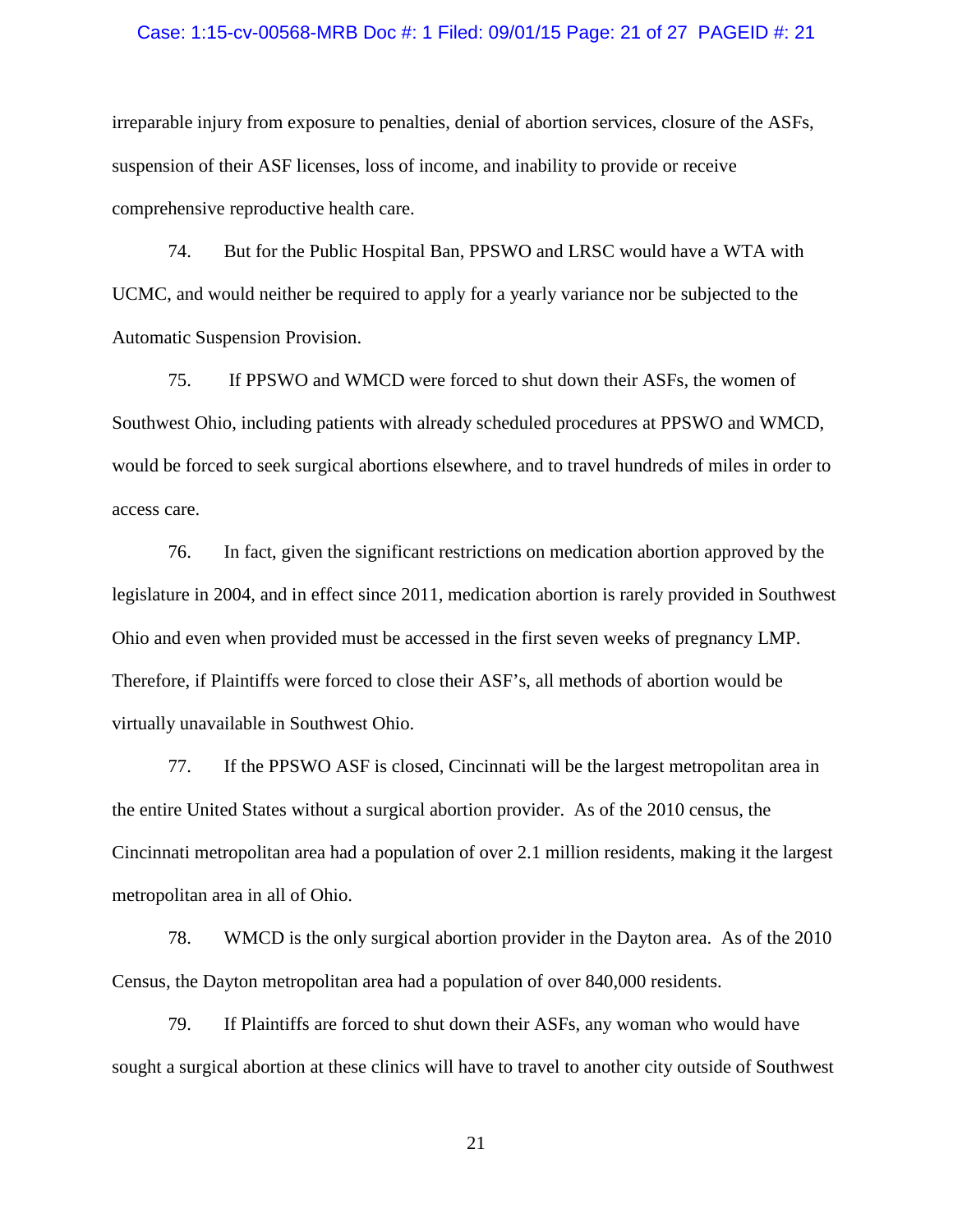irreparable injury from exposure to penalties, denial of abortion services, closure of the ASFs, suspension of their ASF licenses, loss of income, and inability to provide or receive comprehensive reproductive health care.

74. But for the Public Hospital Ban, PPSWO and LRSC would have a WTA with UCMC, and would neither be required to apply for a yearly variance nor be subjected to the Automatic Suspension Provision.

75. If PPSWO and WMCD were forced to shut down their ASFs, the women of Southwest Ohio, including patients with already scheduled procedures at PPSWO and WMCD, would be forced to seek surgical abortions elsewhere, and to travel hundreds of miles in order to access care.

76. In fact, given the significant restrictions on medication abortion approved by the legislature in 2004, and in effect since 2011, medication abortion is rarely provided in Southwest Ohio and even when provided must be accessed in the first seven weeks of pregnancy LMP. Therefore, if Plaintiffs were forced to close their ASF's, all methods of abortion would be virtually unavailable in Southwest Ohio.

77. If the PPSWO ASF is closed, Cincinnati will be the largest metropolitan area in the entire United States without a surgical abortion provider. As of the 2010 census, the Cincinnati metropolitan area had a population of over 2.1 million residents, making it the largest metropolitan area in all of Ohio.

78. WMCD is the only surgical abortion provider in the Dayton area. As of the 2010 Census, the Dayton metropolitan area had a population of over 840,000 residents.

79. If Plaintiffs are forced to shut down their ASFs, any woman who would have sought a surgical abortion at these clinics will have to travel to another city outside of Southwest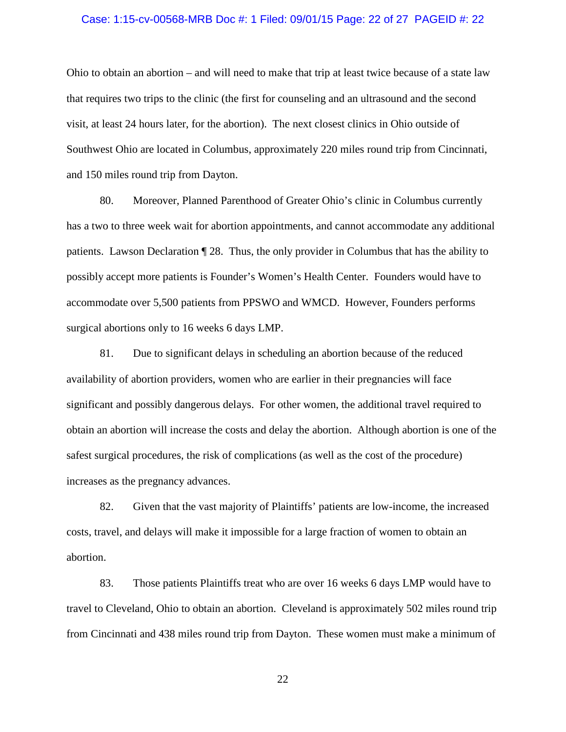Ohio to obtain an abortion – and will need to make that trip at least twice because of a state law that requires two trips to the clinic (the first for counseling and an ultrasound and the second visit, at least 24 hours later, for the abortion). The next closest clinics in Ohio outside of Southwest Ohio are located in Columbus, approximately 220 miles round trip from Cincinnati, and 150 miles round trip from Dayton.

80. Moreover, Planned Parenthood of Greater Ohio's clinic in Columbus currently has a two to three week wait for abortion appointments, and cannot accommodate any additional patients. Lawson Declaration ¶ 28. Thus, the only provider in Columbus that has the ability to possibly accept more patients is Founder's Women's Health Center. Founders would have to accommodate over 5,500 patients from PPSWO and WMCD. However, Founders performs surgical abortions only to 16 weeks 6 days LMP.

81. Due to significant delays in scheduling an abortion because of the reduced availability of abortion providers, women who are earlier in their pregnancies will face significant and possibly dangerous delays. For other women, the additional travel required to obtain an abortion will increase the costs and delay the abortion. Although abortion is one of the safest surgical procedures, the risk of complications (as well as the cost of the procedure) increases as the pregnancy advances.

82. Given that the vast majority of Plaintiffs' patients are low-income, the increased costs, travel, and delays will make it impossible for a large fraction of women to obtain an abortion.

83. Those patients Plaintiffs treat who are over 16 weeks 6 days LMP would have to travel to Cleveland, Ohio to obtain an abortion. Cleveland is approximately 502 miles round trip from Cincinnati and 438 miles round trip from Dayton. These women must make a minimum of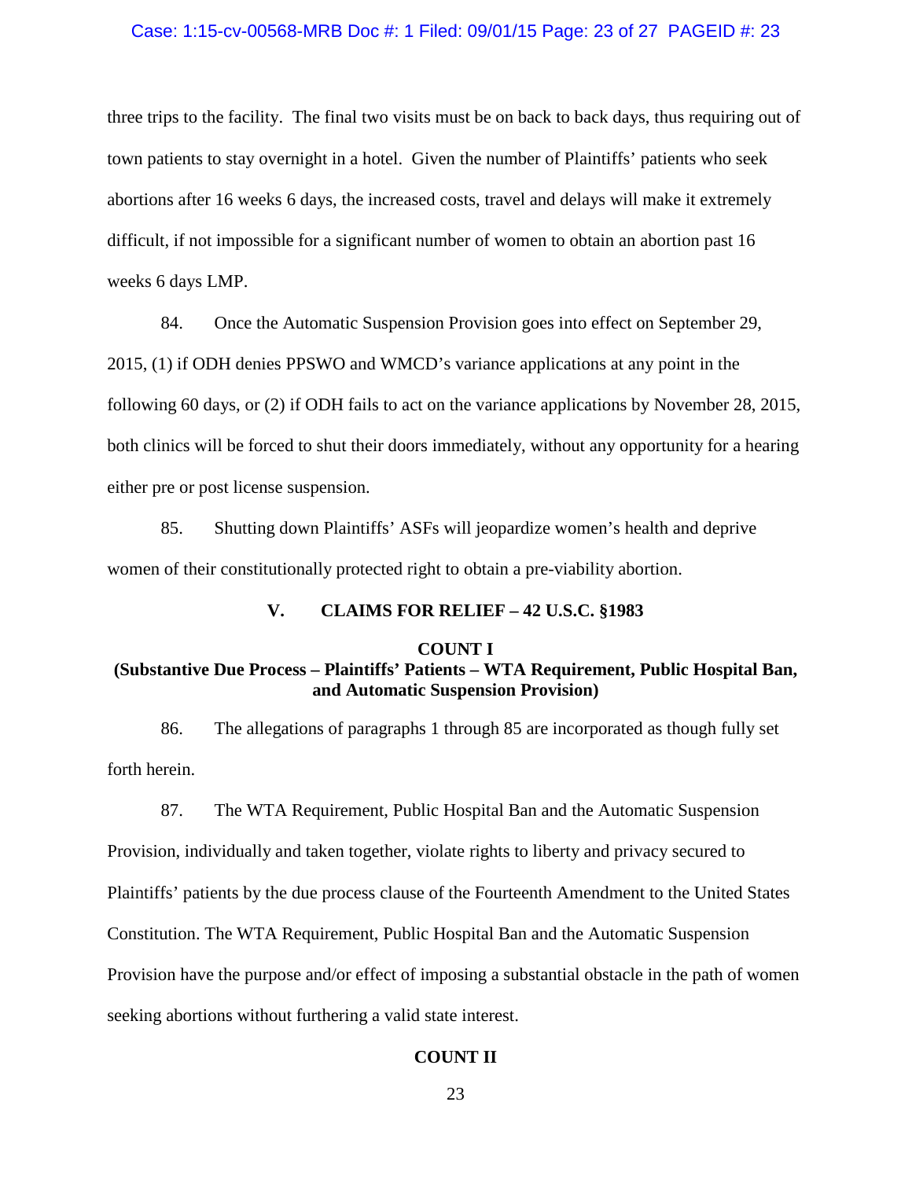three trips to the facility. The final two visits must be on back to back days, thus requiring out of town patients to stay overnight in a hotel. Given the number of Plaintiffs' patients who seek abortions after 16 weeks 6 days, the increased costs, travel and delays will make it extremely difficult, if not impossible for a significant number of women to obtain an abortion past 16 weeks 6 days LMP.

84. Once the Automatic Suspension Provision goes into effect on September 29, 2015, (1) if ODH denies PPSWO and WMCD's variance applications at any point in the following 60 days, or (2) if ODH fails to act on the variance applications by November 28, 2015, both clinics will be forced to shut their doors immediately, without any opportunity for a hearing either pre or post license suspension.

85. Shutting down Plaintiffs' ASFs will jeopardize women's health and deprive women of their constitutionally protected right to obtain a pre-viability abortion.

## V. CLAIMS FOR RELIEF – 42 U.S.C. §1983

### COUNT I
### (Substantive Due Process – Plaintiffs' Patients – WTA Requirement, Public Hospital Ban, and Automatic Suspension Provision)

86. The allegations of paragraphs 1 through 85 are incorporated as though fully set forth herein.

87. The WTA Requirement, Public Hospital Ban and the Automatic Suspension Provision, individually and taken together, violate rights to liberty and privacy secured to Plaintiffs' patients by the due process clause of the Fourteenth Amendment to the United States Constitution. The WTA Requirement, Public Hospital Ban and the Automatic Suspension Provision have the purpose and/or effect of imposing a substantial obstacle in the path of women seeking abortions without furthering a valid state interest.

### COUNT II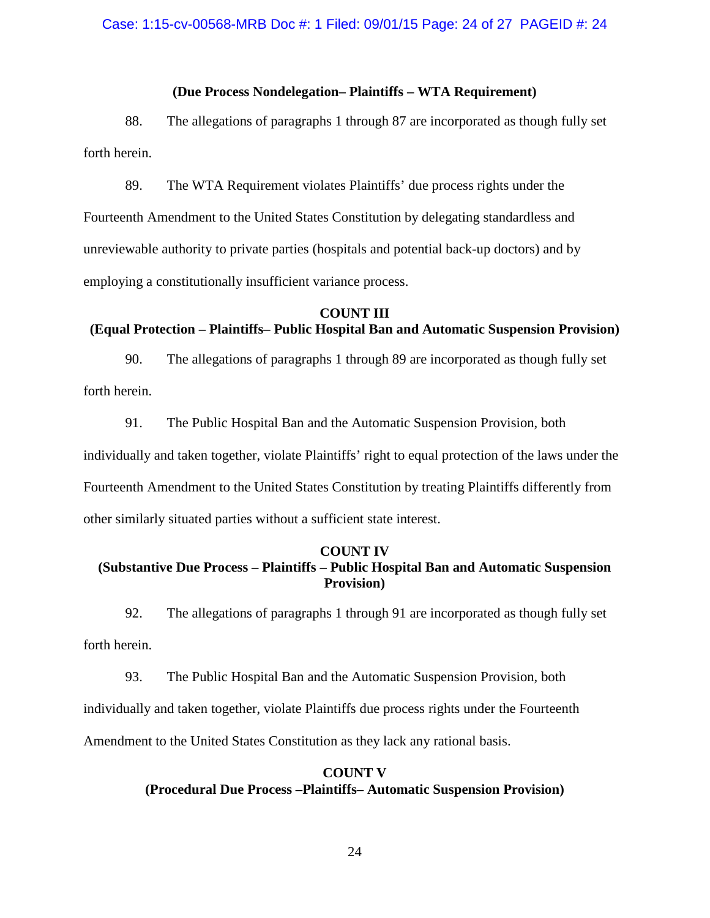**(Due Process Nondelegation– Plaintiffs – WTA Requirement)**

88. The allegations of paragraphs 1 through 87 are incorporated as though fully set forth herein.

89. The WTA Requirement violates Plaintiffs' due process rights under the Fourteenth Amendment to the United States Constitution by delegating standardless and unreviewable authority to private parties (hospitals and potential back-up doctors) and by employing a constitutionally insufficient variance process.

**COUNT III**
**(Equal Protection – Plaintiffs– Public Hospital Ban and Automatic Suspension Provision)**

90. The allegations of paragraphs 1 through 89 are incorporated as though fully set forth herein.

91. The Public Hospital Ban and the Automatic Suspension Provision, both individually and taken together, violate Plaintiffs' right to equal protection of the laws under the Fourteenth Amendment to the United States Constitution by treating Plaintiffs differently from other similarly situated parties without a sufficient state interest.

**COUNT IV**
**(Substantive Due Process – Plaintiffs – Public Hospital Ban and Automatic Suspension Provision)**

92. The allegations of paragraphs 1 through 91 are incorporated as though fully set forth herein.

93. The Public Hospital Ban and the Automatic Suspension Provision, both individually and taken together, violate Plaintiffs due process rights under the Fourteenth Amendment to the United States Constitution as they lack any rational basis.

**COUNT V**
**(Procedural Due Process –Plaintiffs– Automatic Suspension Provision)**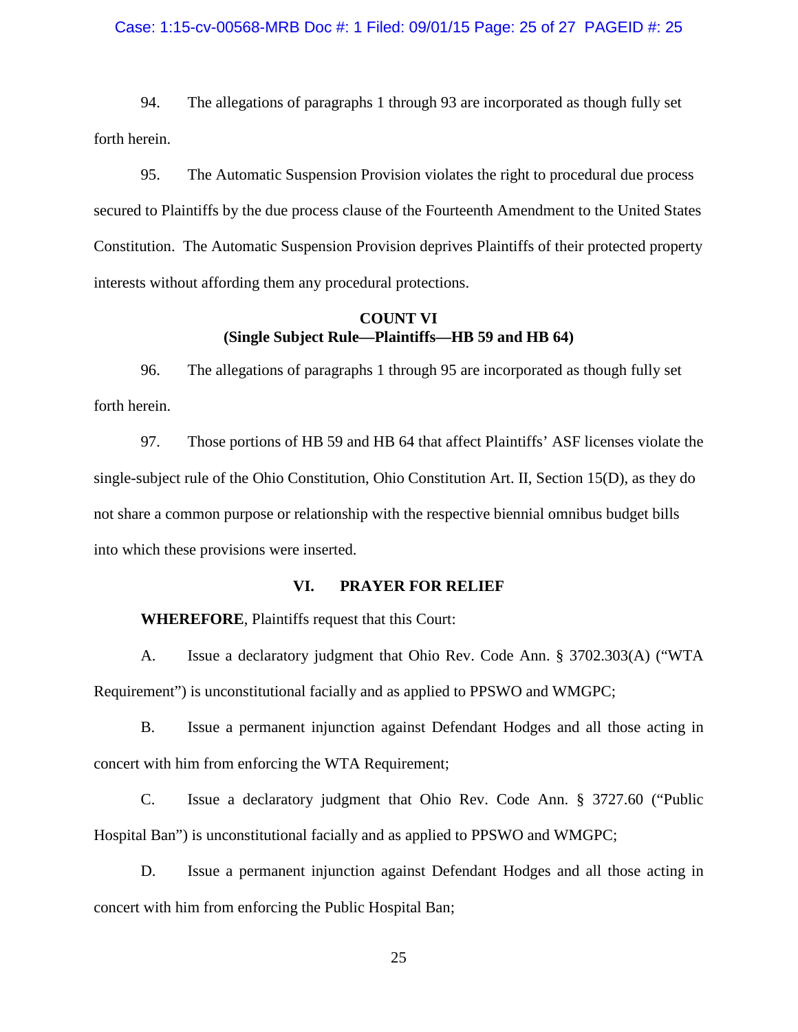94. The allegations of paragraphs 1 through 93 are incorporated as though fully set forth herein.

95. The Automatic Suspension Provision violates the right to procedural due process secured to Plaintiffs by the due process clause of the Fourteenth Amendment to the United States Constitution. The Automatic Suspension Provision deprives Plaintiffs of their protected property interests without affording them any procedural protections.

**COUNT VI**
**(Single Subject Rule—Plaintiffs—HB 59 and HB 64)**

96. The allegations of paragraphs 1 through 95 are incorporated as though fully set forth herein.

97. Those portions of HB 59 and HB 64 that affect Plaintiffs' ASF licenses violate the single-subject rule of the Ohio Constitution, Ohio Constitution Art. II, Section 15(D), as they do not share a common purpose or relationship with the respective biennial omnibus budget bills into which these provisions were inserted.

## VI. PRAYER FOR RELIEF

**WHEREFORE**, Plaintiffs request that this Court:

A. Issue a declaratory judgment that Ohio Rev. Code Ann. § 3702.303(A) ("WTA Requirement") is unconstitutional facially and as applied to PPSWO and WMGPC;

B. Issue a permanent injunction against Defendant Hodges and all those acting in concert with him from enforcing the WTA Requirement;

C. Issue a declaratory judgment that Ohio Rev. Code Ann. § 3727.60 ("Public Hospital Ban") is unconstitutional facially and as applied to PPSWO and WMGPC;

D. Issue a permanent injunction against Defendant Hodges and all those acting in concert with him from enforcing the Public Hospital Ban;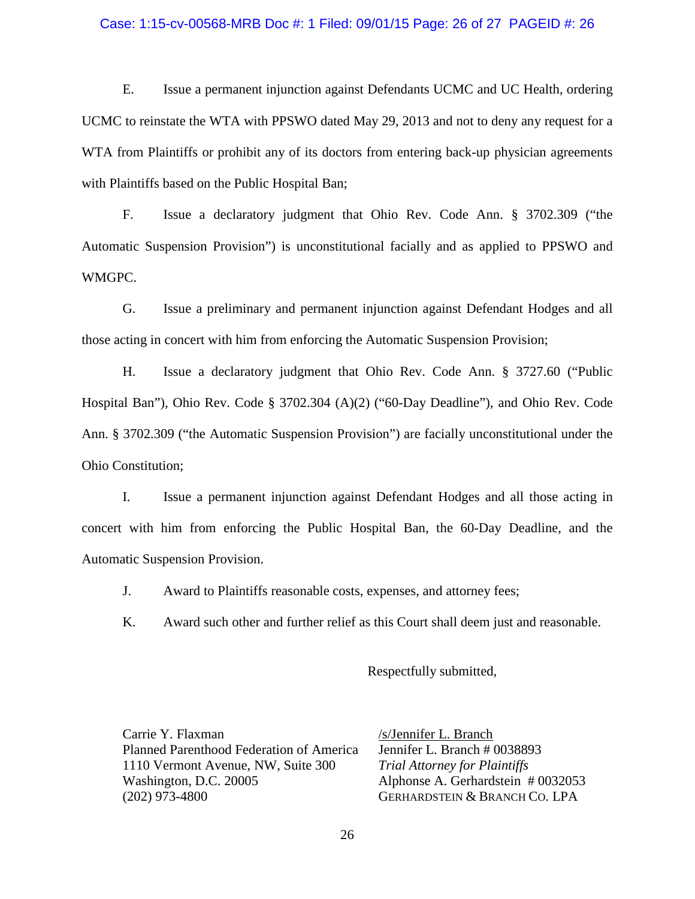E. Issue a permanent injunction against Defendants UCMC and UC Health, ordering UCMC to reinstate the WTA with PPSWO dated May 29, 2013 and not to deny any request for a WTA from Plaintiffs or prohibit any of its doctors from entering back-up physician agreements with Plaintiffs based on the Public Hospital Ban;

F. Issue a declaratory judgment that Ohio Rev. Code Ann. § 3702.309 ("the Automatic Suspension Provision") is unconstitutional facially and as applied to PPSWO and WMGPC.

G. Issue a preliminary and permanent injunction against Defendant Hodges and all those acting in concert with him from enforcing the Automatic Suspension Provision;

H. Issue a declaratory judgment that Ohio Rev. Code Ann. § 3727.60 ("Public Hospital Ban"), Ohio Rev. Code § 3702.304 (A)(2) ("60-Day Deadline"), and Ohio Rev. Code Ann. § 3702.309 ("the Automatic Suspension Provision") are facially unconstitutional under the Ohio Constitution;

I. Issue a permanent injunction against Defendant Hodges and all those acting in concert with him from enforcing the Public Hospital Ban, the 60-Day Deadline, and the Automatic Suspension Provision.

J. Award to Plaintiffs reasonable costs, expenses, and attorney fees;

K. Award such other and further relief as this Court shall deem just and reasonable.

Respectfully submitted,

Carrie Y. Flaxman
Planned Parenthood Federation of America
1110 Vermont Avenue, NW, Suite 300
Washington, D.C. 20005
(202) 973-4800

/s/Jennifer L. Branch
Jennifer L. Branch # 0038893
*Trial Attorney for Plaintiffs*
Alphonse A. Gerhardstein # 0032053
GERHARDSTEIN & BRANCH CO. LPA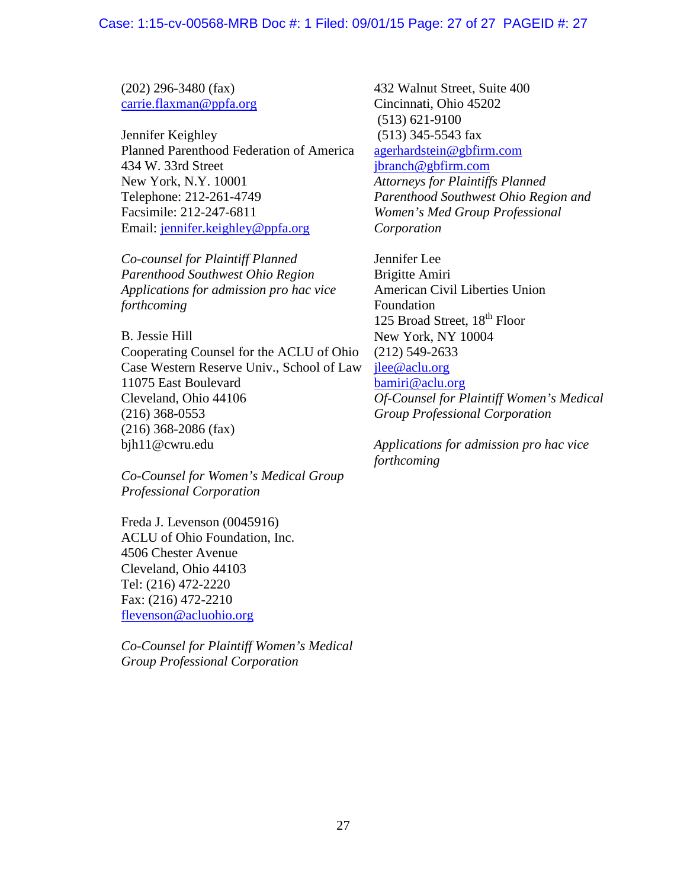(202) 296-3480 (fax)
carrie.flaxman@ppfa.org

Jennifer Keighley
Planned Parenthood Federation of America
434 W. 33rd Street
New York, N.Y. 10001
Telephone: 212-261-4749
Facsimile: 212-247-6811
Email: jennifer.keighley@ppfa.org

*Co-counsel for Plaintiff Planned Parenthood Southwest Ohio Region*
*Applications for admission pro hac vice forthcoming*

B. Jessie Hill
Cooperating Counsel for the ACLU of Ohio
Case Western Reserve Univ., School of Law
11075 East Boulevard
Cleveland, Ohio 44106
(216) 368-0553
(216) 368-2086 (fax)
bjh11@cwru.edu

*Co-Counsel for Women's Medical Group Professional Corporation*

Freda J. Levenson (0045916)
ACLU of Ohio Foundation, Inc.
4506 Chester Avenue
Cleveland, Ohio 44103
Tel: (216) 472-2220
Fax: (216) 472-2210
flevenson@acluohio.org

*Co-Counsel for Plaintiff Women's Medical Group Professional Corporation*

432 Walnut Street, Suite 400
Cincinnati, Ohio 45202
(513) 621-9100
(513) 345-5543 fax
agerhardstein@gbfirm.com
jbranch@gbfirm.com
*Attorneys for Plaintiffs Planned Parenthood Southwest Ohio Region and Women's Med Group Professional Corporation*

Jennifer Lee
Brigitte Amiri
American Civil Liberties Union Foundation
125 Broad Street, 18th Floor
New York, NY 10004
(212) 549-2633
jlee@aclu.org
bamiri@aclu.org
*Of-Counsel for Plaintiff Women's Medical Group Professional Corporation*

*Applications for admission pro hac vice forthcoming*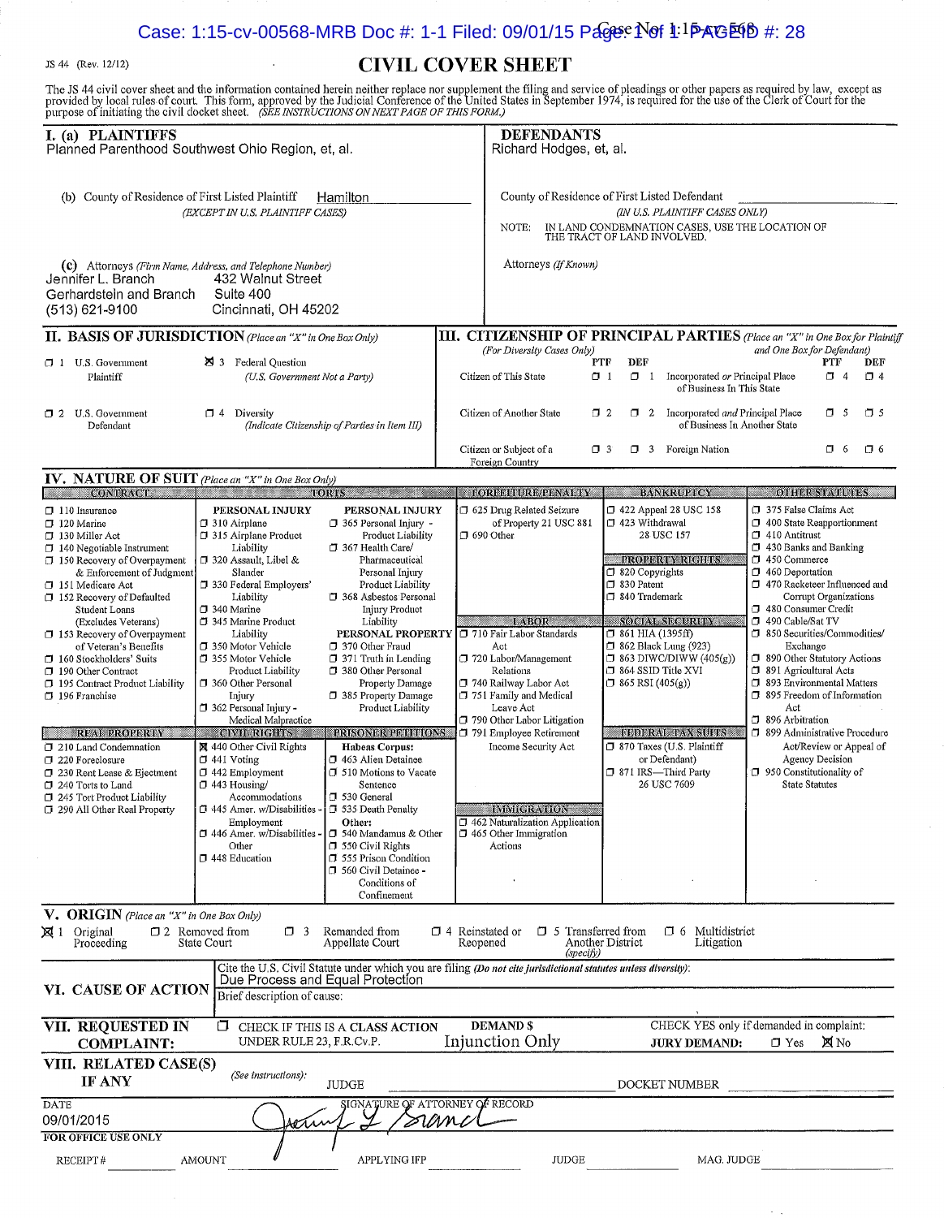JS 44 (Rev. 12/12)

# CIVIL COVER SHEET

The JS 44 civil cover sheet and the information contained herein neither replace nor supplement the filing and service of pleadings or other papers as required by law, except as provided by local rules of court. This form, approved by the Judicial Conference of the United States in September 1974, is required for the use of the Clerk of Court for the purpose of initiating the civil docket sheet. *(SEE INSTRUCTIONS ON NEXT PAGE OF THIS FORM.)*

**I. (a) PLAINTIFFS**
Planned Parenthood Southwest Ohio Region, et al.

**DEFENDANTS**
Richard Hodges, et al.

(b) County of Residence of First Listed Plaintiff Hamilton
*(EXCEPT IN U.S. PLAINTIFF CASES)*

County of Residence of First Listed Defendant
*(IN U.S. PLAINTIFF CASES ONLY)*
NOTE: IN LAND CONDEMNATION CASES, USE THE LOCATION OF THE TRACT OF LAND INVOLVED.

(c) Attorneys *(Firm Name, Address, and Telephone Number)*
Jennifer L. Branch
Gerhardstein and Branch
432 Walnut Street
Suite 400
Cincinnati, OH 45202
(513) 621-9100

Attorneys *(If Known)*

**II. BASIS OF JURISDICTION** *(Place an "X" in One Box Only)*

- ☐ 1 U.S. Government Plaintiff
- ☒ 3 Federal Question (U.S. Government Not a Party)
- ☐ 2 U.S. Government Defendant
- ☐ 4 Diversity (Indicate Citizenship of Parties in Item III)

**III. CITIZENSHIP OF PRINCIPAL PARTIES** *(Place an "X" in One Box for Plaintiff and One Box for Defendant)* *(For Diversity Cases Only)*

| | PTF | DEF | | PTF | DEF |
|---|---|---|---|---|---|
| Citizen of This State | ☐ 1 | ☐ 1 | Incorporated *or* Principal Place of Business In This State | ☐ 4 | ☐ 4 |
| Citizen of Another State | ☐ 2 | ☐ 2 | Incorporated *and* Principal Place of Business In Another State | ☐ 5 | ☐ 5 |
| Citizen or Subject of a Foreign Country | ☐ 3 | ☐ 3 | Foreign Nation | ☐ 6 | ☐ 6 |

**IV. NATURE OF SUIT** *(Place an "X" in One Box Only)*

**CONTRACT**
- ☐ 110 Insurance
- ☐ 120 Marine
- ☐ 130 Miller Act
- ☐ 140 Negotiable Instrument
- ☐ 150 Recovery of Overpayment & Enforcement of Judgment
- ☐ 151 Medicare Act
- ☐ 152 Recovery of Defaulted Student Loans (Excludes Veterans)
- ☐ 153 Recovery of Overpayment of Veteran's Benefits
- ☐ 160 Stockholders' Suits
- ☐ 190 Other Contract
- ☐ 195 Contract Product Liability
- ☐ 196 Franchise

**REAL PROPERTY**
- ☐ 210 Land Condemnation
- ☐ 220 Foreclosure
- ☐ 230 Rent Lease & Ejectment
- ☐ 240 Torts to Land
- ☐ 245 Tort Product Liability
- ☐ 290 All Other Real Property

**TORTS**

PERSONAL INJURY
- ☐ 310 Airplane
- ☐ 315 Airplane Product Liability
- ☐ 320 Assault, Libel & Slander
- ☐ 330 Federal Employers' Liability
- ☐ 340 Marine
- ☐ 345 Marine Product Liability
- ☐ 350 Motor Vehicle
- ☐ 355 Motor Vehicle Product Liability
- ☐ 360 Other Personal Injury
- ☐ 362 Personal Injury - Medical Malpractice

PERSONAL INJURY
- ☐ 365 Personal Injury - Product Liability
- ☐ 367 Health Care/ Pharmaceutical Personal Injury Product Liability
- ☐ 368 Asbestos Personal Injury Product Liability

PERSONAL PROPERTY
- ☐ 370 Other Fraud
- ☐ 371 Truth in Lending
- ☐ 380 Other Personal Property Damage
- ☐ 385 Property Damage Product Liability

**CIVIL RIGHTS**
- ☒ 440 Other Civil Rights
- ☐ 441 Voting
- ☐ 442 Employment
- ☐ 443 Housing/ Accommodations
- ☐ 445 Amer. w/Disabilities - Employment
- ☐ 446 Amer. w/Disabilities - Other
- ☐ 448 Education

**PRISONER PETITIONS**

Habeas Corpus:
- ☐ 463 Alien Detainee
- ☐ 510 Motions to Vacate Sentence
- ☐ 530 General
- ☐ 535 Death Penalty

Other:
- ☐ 540 Mandamus & Other
- ☐ 550 Civil Rights
- ☐ 555 Prison Condition
- ☐ 560 Civil Detainee - Conditions of Confinement

**FORFEITURE/PENALTY**
- ☐ 625 Drug Related Seizure of Property 21 USC 881
- ☐ 690 Other

**LABOR**
- ☐ 710 Fair Labor Standards Act
- ☐ 720 Labor/Management Relations
- ☐ 740 Railway Labor Act
- ☐ 751 Family and Medical Leave Act
- ☐ 790 Other Labor Litigation
- ☐ 791 Employee Retirement Income Security Act

**IMMIGRATION**
- ☐ 462 Naturalization Application
- ☐ 465 Other Immigration Actions

**BANKRUPTCY**
- ☐ 422 Appeal 28 USC 158
- ☐ 423 Withdrawal 28 USC 157

**PROPERTY RIGHTS**
- ☐ 820 Copyrights
- ☐ 830 Patent
- ☐ 840 Trademark

**SOCIAL SECURITY**
- ☐ 861 HIA (1395ff)
- ☐ 862 Black Lung (923)
- ☐ 863 DIWC/DIWW (405(g))
- ☐ 864 SSID Title XVI
- ☐ 865 RSI (405(g))

**FEDERAL TAX SUITS**
- ☐ 870 Taxes (U.S. Plaintiff or Defendant)
- ☐ 871 IRS—Third Party 26 USC 7609

**OTHER STATUTES**
- ☐ 375 False Claims Act
- ☐ 400 State Reapportionment
- ☐ 410 Antitrust
- ☐ 430 Banks and Banking
- ☐ 450 Commerce
- ☐ 460 Deportation
- ☐ 470 Racketeer Influenced and Corrupt Organizations
- ☐ 480 Consumer Credit
- ☐ 490 Cable/Sat TV
- ☐ 850 Securities/Commodities/ Exchange
- ☐ 890 Other Statutory Actions
- ☐ 891 Agricultural Acts
- ☐ 893 Environmental Matters
- ☐ 895 Freedom of Information Act
- ☐ 896 Arbitration
- ☐ 899 Administrative Procedure Act/Review or Appeal of Agency Decision
- ☐ 950 Constitutionality of State Statutes

**V. ORIGIN** *(Place an "X" in One Box Only)*

- ☒ 1 Original Proceeding
- ☐ 2 Removed from State Court
- ☐ 3 Remanded from Appellate Court
- ☐ 4 Reinstated or Reopened
- ☐ 5 Transferred from Another District *(specify)*
- ☐ 6 Multidistrict Litigation

**VI. CAUSE OF ACTION**
Cite the U.S. Civil Statute under which you are filing *(Do not cite jurisdictional statutes unless diversity)*:
Due Process and Equal Protection
Brief description of cause:

**VII. REQUESTED IN COMPLAINT:**
☐ CHECK IF THIS IS A CLASS ACTION UNDER RULE 23, F.R.Cv.P.
**DEMAND $** Injunction Only
CHECK YES only if demanded in complaint:
**JURY DEMAND:** ☐ Yes ☒ No

**VIII. RELATED CASE(S) IF ANY** *(See instructions):*
JUDGE DOCKET NUMBER

DATE
09/01/2015

SIGNATURE OF ATTORNEY OF RECORD
Jennifer L. Branch

**FOR OFFICE USE ONLY**

RECEIPT # AMOUNT APPLYING IFP JUDGE MAG. JUDGE